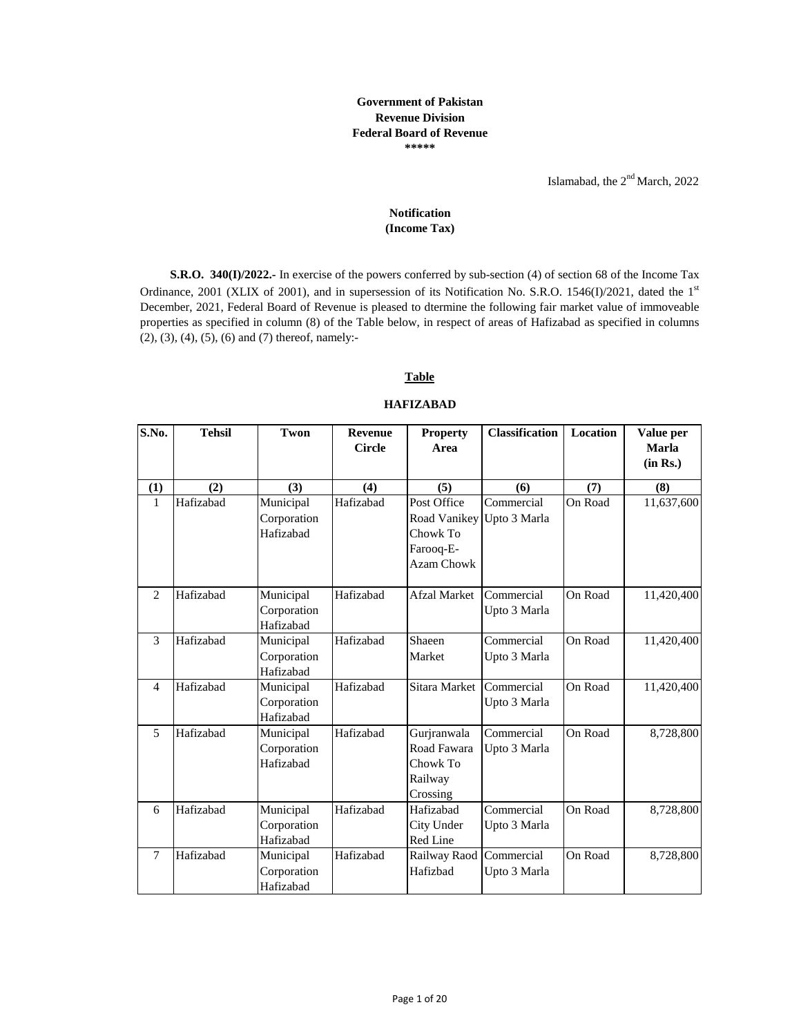**Government of Pakistan**
**Revenue Division**
**Federal Board of Revenue**
**\*\*\*\*\***

Islamabad, the 2nd March, 2022

**Notification**
**(Income Tax)**

**S.R.O. 340(I)/2022.-** In exercise of the powers conferred by sub-section (4) of section 68 of the Income Tax Ordinance, 2001 (XLIX of 2001), and in supersession of its Notification No. S.R.O. 1546(I)/2021, dated the 1st December, 2021, Federal Board of Revenue is pleased to dtermine the following fair market value of immoveable properties as specified in column (8) of the Table below, in respect of areas of Hafizabad as specified in columns (2), (3), (4), (5), (6) and (7) thereof, namely:-

**Table**

**HAFIZABAD**

| S.No. | Tehsil | Twon | Revenue Circle | Property Area | Classification | Location | Value per Marla (in Rs.) |
|---|---|---|---|---|---|---|---|
| (1) | (2) | (3) | (4) | (5) | (6) | (7) | (8) |
| 1 | Hafizabad | Municipal Corporation Hafizabad | Hafizabad | Post Office Road Vanikey Chowk To Farooq-E-Azam Chowk | Commercial Upto 3 Marla | On Road | 11,637,600 |
| 2 | Hafizabad | Municipal Corporation Hafizabad | Hafizabad | Afzal Market | Commercial Upto 3 Marla | On Road | 11,420,400 |
| 3 | Hafizabad | Municipal Corporation Hafizabad | Hafizabad | Shaeen Market | Commercial Upto 3 Marla | On Road | 11,420,400 |
| 4 | Hafizabad | Municipal Corporation Hafizabad | Hafizabad | Sitara Market | Commercial Upto 3 Marla | On Road | 11,420,400 |
| 5 | Hafizabad | Municipal Corporation Hafizabad | Hafizabad | Gurjranwala Road Fawara Chowk To Railway Crossing | Commercial Upto 3 Marla | On Road | 8,728,800 |
| 6 | Hafizabad | Municipal Corporation Hafizabad | Hafizabad | Hafizabad City Under Red Line | Commercial Upto 3 Marla | On Road | 8,728,800 |
| 7 | Hafizabad | Municipal Corporation Hafizabad | Hafizabad | Railway Raod Hafizbad | Commercial Upto 3 Marla | On Road | 8,728,800 |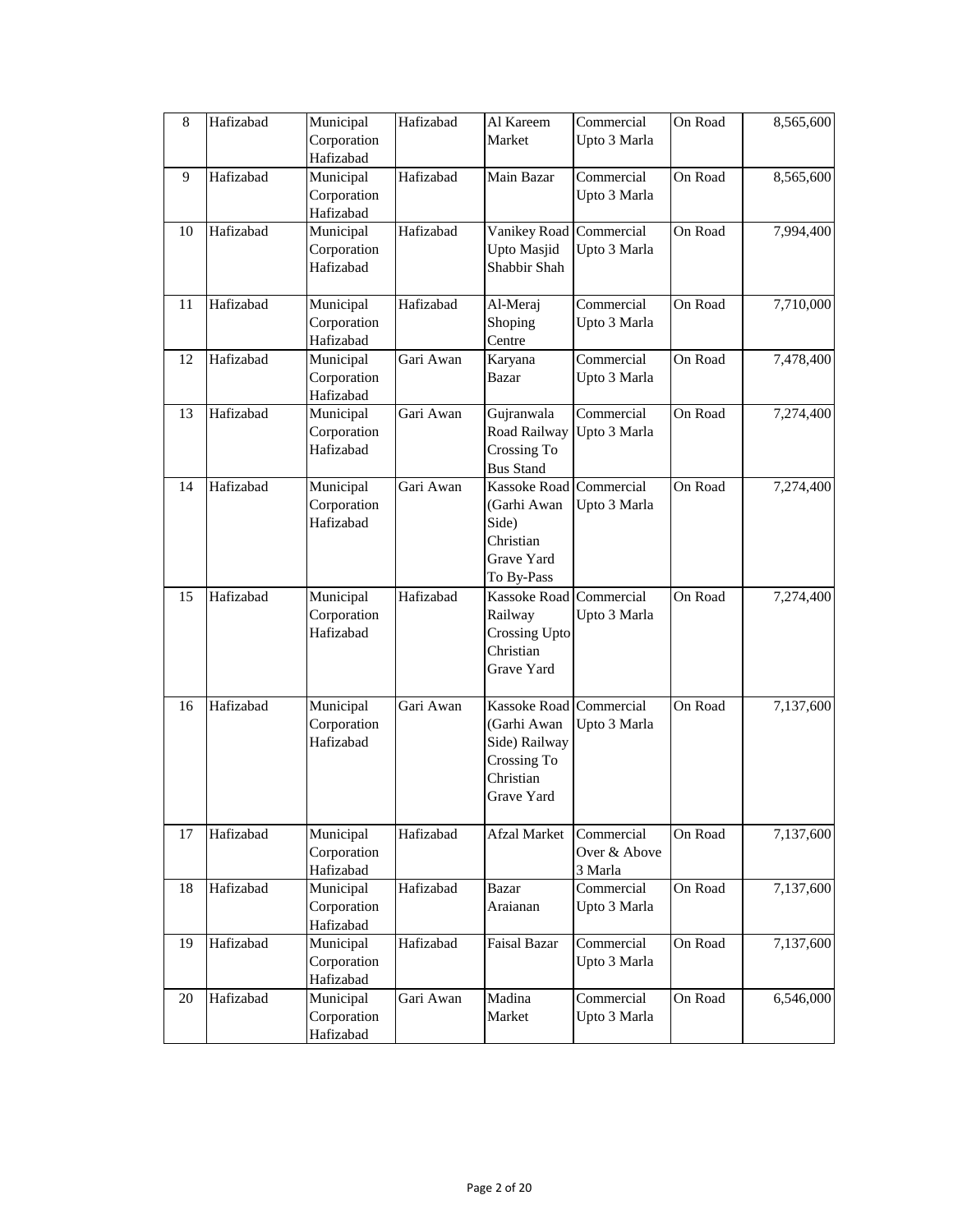| | | | | | | | |
|---|---|---|---|---|---|---|---|
| 8 | Hafizabad | Municipal Corporation Hafizabad | Hafizabad | Al Kareem Market | Commercial Upto 3 Marla | On Road | 8,565,600 |
| 9 | Hafizabad | Municipal Corporation Hafizabad | Hafizabad | Main Bazar | Commercial Upto 3 Marla | On Road | 8,565,600 |
| 10 | Hafizabad | Municipal Corporation Hafizabad | Hafizabad | Vanikey Road Upto Masjid Shabbir Shah | Commercial Upto 3 Marla | On Road | 7,994,400 |
| 11 | Hafizabad | Municipal Corporation Hafizabad | Hafizabad | Al-Meraj Shoping Centre | Commercial Upto 3 Marla | On Road | 7,710,000 |
| 12 | Hafizabad | Municipal Corporation Hafizabad | Gari Awan | Karyana Bazar | Commercial Upto 3 Marla | On Road | 7,478,400 |
| 13 | Hafizabad | Municipal Corporation Hafizabad | Gari Awan | Gujranwala Road Railway Crossing To Bus Stand | Commercial Upto 3 Marla | On Road | 7,274,400 |
| 14 | Hafizabad | Municipal Corporation Hafizabad | Gari Awan | Kassoke Road (Garhi Awan Side) Christian Grave Yard To By-Pass | Commercial Upto 3 Marla | On Road | 7,274,400 |
| 15 | Hafizabad | Municipal Corporation Hafizabad | Hafizabad | Kassoke Road Railway Crossing Upto Christian Grave Yard | Commercial Upto 3 Marla | On Road | 7,274,400 |
| 16 | Hafizabad | Municipal Corporation Hafizabad | Gari Awan | Kassoke Road (Garhi Awan Side) Railway Crossing To Christian Grave Yard | Commercial Upto 3 Marla | On Road | 7,137,600 |
| 17 | Hafizabad | Municipal Corporation Hafizabad | Hafizabad | Afzal Market | Commercial Over & Above 3 Marla | On Road | 7,137,600 |
| 18 | Hafizabad | Municipal Corporation Hafizabad | Hafizabad | Bazar Araianan | Commercial Upto 3 Marla | On Road | 7,137,600 |
| 19 | Hafizabad | Municipal Corporation Hafizabad | Hafizabad | Faisal Bazar | Commercial Upto 3 Marla | On Road | 7,137,600 |
| 20 | Hafizabad | Municipal Corporation Hafizabad | Gari Awan | Madina Market | Commercial Upto 3 Marla | On Road | 6,546,000 |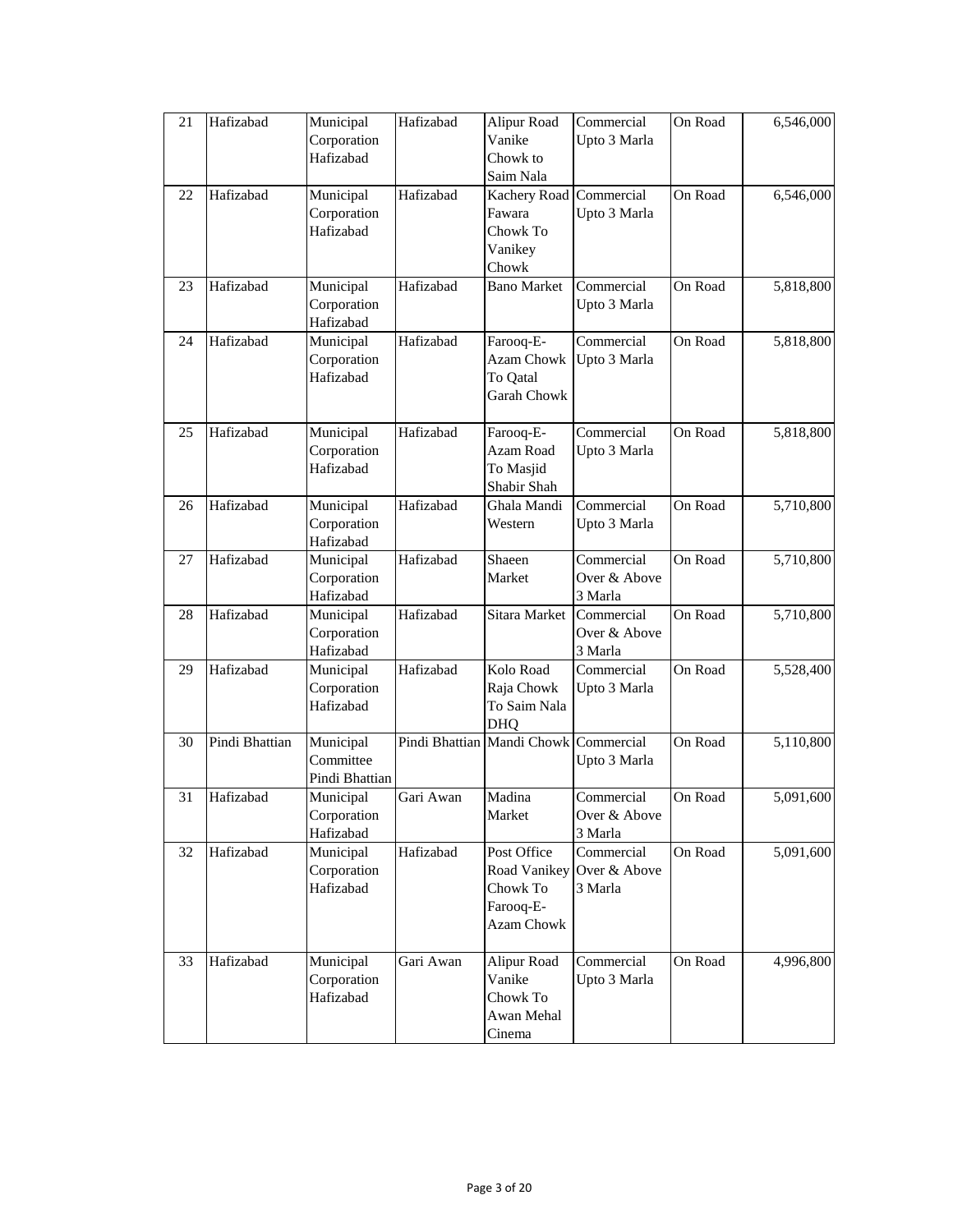| | | | | | | | |
|---|---|---|---|---|---|---|---|
| 21 | Hafizabad | Municipal Corporation Hafizabad | Hafizabad | Alipur Road Vanike Chowk to Saim Nala | Commercial Upto 3 Marla | On Road | 6,546,000 |
| 22 | Hafizabad | Municipal Corporation Hafizabad | Hafizabad | Kachery Road Fawara Chowk To Vanikey Chowk | Commercial Upto 3 Marla | On Road | 6,546,000 |
| 23 | Hafizabad | Municipal Corporation Hafizabad | Hafizabad | Bano Market | Commercial Upto 3 Marla | On Road | 5,818,800 |
| 24 | Hafizabad | Municipal Corporation Hafizabad | Hafizabad | Farooq-E-Azam Chowk To Qatal Garah Chowk | Commercial Upto 3 Marla | On Road | 5,818,800 |
| 25 | Hafizabad | Municipal Corporation Hafizabad | Hafizabad | Farooq-E-Azam Road To Masjid Shabir Shah | Commercial Upto 3 Marla | On Road | 5,818,800 |
| 26 | Hafizabad | Municipal Corporation Hafizabad | Hafizabad | Ghala Mandi Western | Commercial Upto 3 Marla | On Road | 5,710,800 |
| 27 | Hafizabad | Municipal Corporation Hafizabad | Hafizabad | Shaeen Market | Commercial Over & Above 3 Marla | On Road | 5,710,800 |
| 28 | Hafizabad | Municipal Corporation Hafizabad | Hafizabad | Sitara Market | Commercial Over & Above 3 Marla | On Road | 5,710,800 |
| 29 | Hafizabad | Municipal Corporation Hafizabad | Hafizabad | Kolo Road Raja Chowk To Saim Nala DHQ | Commercial Upto 3 Marla | On Road | 5,528,400 |
| 30 | Pindi Bhattian | Municipal Committee Pindi Bhattian | Pindi Bhattian | Mandi Chowk | Commercial Upto 3 Marla | On Road | 5,110,800 |
| 31 | Hafizabad | Municipal Corporation Hafizabad | Gari Awan | Madina Market | Commercial Over & Above 3 Marla | On Road | 5,091,600 |
| 32 | Hafizabad | Municipal Corporation Hafizabad | Hafizabad | Post Office Road Vanikey Chowk To Farooq-E-Azam Chowk | Commercial Over & Above 3 Marla | On Road | 5,091,600 |
| 33 | Hafizabad | Municipal Corporation Hafizabad | Gari Awan | Alipur Road Vanike Chowk To Awan Mehal Cinema | Commercial Upto 3 Marla | On Road | 4,996,800 |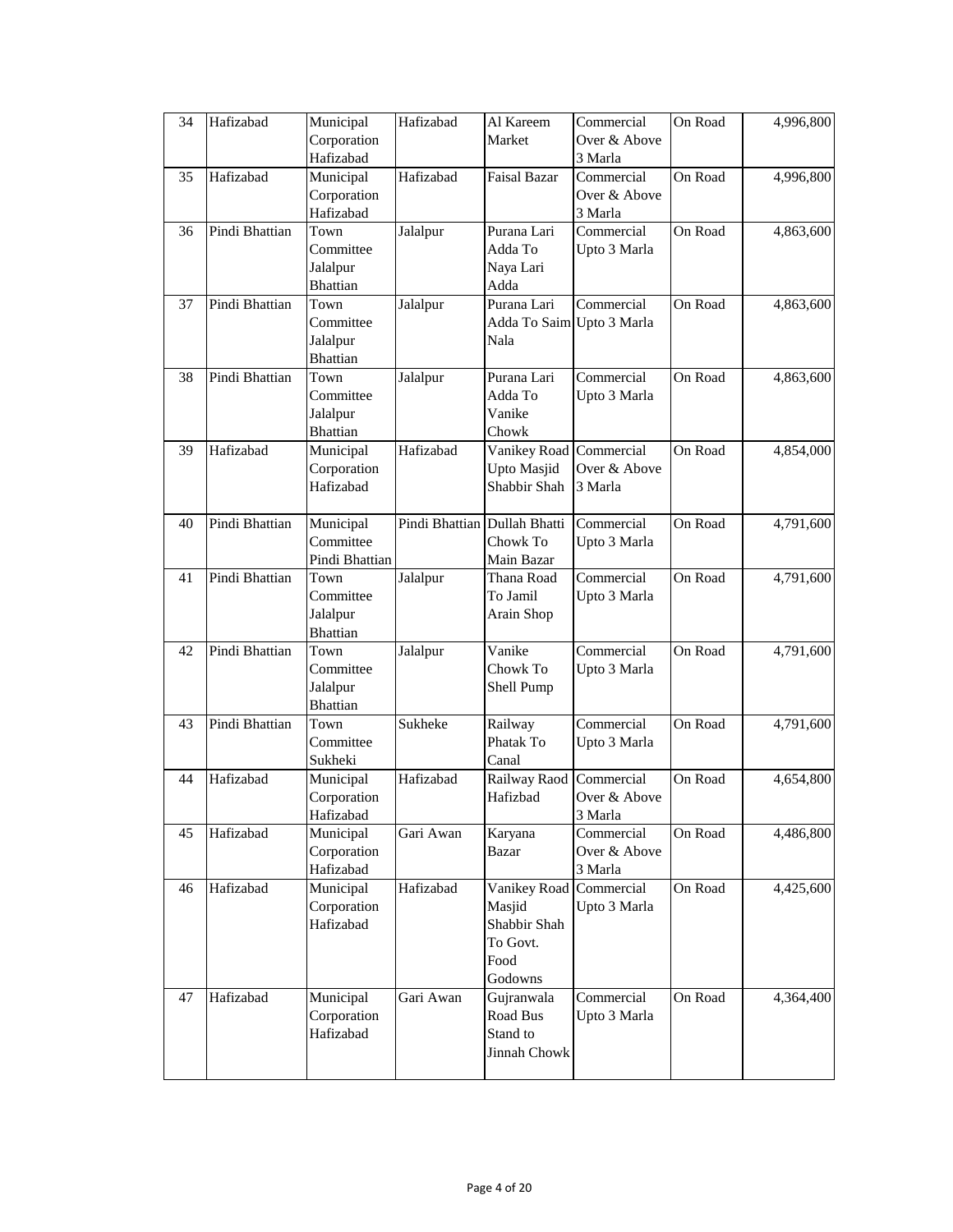| | | | | | | | |
|---|---|---|---|---|---|---|---|
| 34 | Hafizabad | Municipal Corporation Hafizabad | Hafizabad | Al Kareem Market | Commercial Over & Above 3 Marla | On Road | 4,996,800 |
| 35 | Hafizabad | Municipal Corporation Hafizabad | Hafizabad | Faisal Bazar | Commercial Over & Above 3 Marla | On Road | 4,996,800 |
| 36 | Pindi Bhattian | Town Committee Jalalpur Bhattian | Jalalpur | Purana Lari Adda To Naya Lari Adda | Commercial Upto 3 Marla | On Road | 4,863,600 |
| 37 | Pindi Bhattian | Town Committee Jalalpur Bhattian | Jalalpur | Purana Lari Adda To Saim Nala | Commercial Upto 3 Marla | On Road | 4,863,600 |
| 38 | Pindi Bhattian | Town Committee Jalalpur Bhattian | Jalalpur | Purana Lari Adda To Vanike Chowk | Commercial Upto 3 Marla | On Road | 4,863,600 |
| 39 | Hafizabad | Municipal Corporation Hafizabad | Hafizabad | Vanikey Road Upto Masjid Shabbir Shah | Commercial Over & Above 3 Marla | On Road | 4,854,000 |
| 40 | Pindi Bhattian | Municipal Committee Pindi Bhattian | Pindi Bhattian | Dullah Bhatti Chowk To Main Bazar | Commercial Upto 3 Marla | On Road | 4,791,600 |
| 41 | Pindi Bhattian | Town Committee Jalalpur Bhattian | Jalalpur | Thana Road To Jamil Arain Shop | Commercial Upto 3 Marla | On Road | 4,791,600 |
| 42 | Pindi Bhattian | Town Committee Jalalpur Bhattian | Jalalpur | Vanike Chowk To Shell Pump | Commercial Upto 3 Marla | On Road | 4,791,600 |
| 43 | Pindi Bhattian | Town Committee Sukheki | Sukheke | Railway Phatak To Canal | Commercial Upto 3 Marla | On Road | 4,791,600 |
| 44 | Hafizabad | Municipal Corporation Hafizabad | Hafizabad | Railway Raod Hafizbad | Commercial Over & Above 3 Marla | On Road | 4,654,800 |
| 45 | Hafizabad | Municipal Corporation Hafizabad | Gari Awan | Karyana Bazar | Commercial Over & Above 3 Marla | On Road | 4,486,800 |
| 46 | Hafizabad | Municipal Corporation Hafizabad | Hafizabad | Vanikey Road Masjid Shabbir Shah To Govt. Food Godowns | Commercial Upto 3 Marla | On Road | 4,425,600 |
| 47 | Hafizabad | Municipal Corporation Hafizabad | Gari Awan | Gujranwala Road Bus Stand to Jinnah Chowk | Commercial Upto 3 Marla | On Road | 4,364,400 |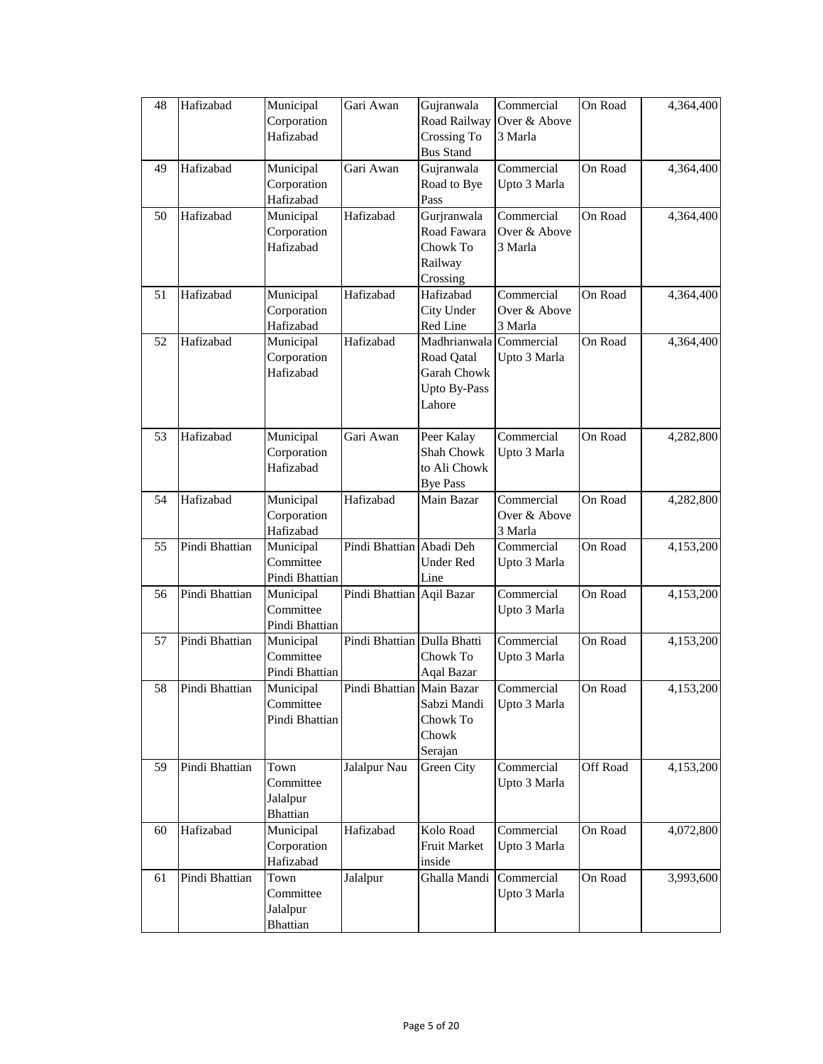| | | | | | | | |
|---|---|---|---|---|---|---|---|
| 48 | Hafizabad | Municipal Corporation Hafizabad | Gari Awan | Gujranwala Road Railway Crossing To Bus Stand | Commercial Over & Above 3 Marla | On Road | 4,364,400 |
| 49 | Hafizabad | Municipal Corporation Hafizabad | Gari Awan | Gujranwala Road to Bye Pass | Commercial Upto 3 Marla | On Road | 4,364,400 |
| 50 | Hafizabad | Municipal Corporation Hafizabad | Hafizabad | Gurjranwala Road Fawara Chowk To Railway Crossing | Commercial Over & Above 3 Marla | On Road | 4,364,400 |
| 51 | Hafizabad | Municipal Corporation Hafizabad | Hafizabad | Hafizabad City Under Red Line | Commercial Over & Above 3 Marla | On Road | 4,364,400 |
| 52 | Hafizabad | Municipal Corporation Hafizabad | Hafizabad | Madhrianwala Road Qatal Garah Chowk Upto By-Pass Lahore | Commercial Upto 3 Marla | On Road | 4,364,400 |
| 53 | Hafizabad | Municipal Corporation Hafizabad | Gari Awan | Peer Kalay Shah Chowk to Ali Chowk Bye Pass | Commercial Upto 3 Marla | On Road | 4,282,800 |
| 54 | Hafizabad | Municipal Corporation Hafizabad | Hafizabad | Main Bazar | Commercial Over & Above 3 Marla | On Road | 4,282,800 |
| 55 | Pindi Bhattian | Municipal Committee Pindi Bhattian | Pindi Bhattian | Abadi Deh Under Red Line | Commercial Upto 3 Marla | On Road | 4,153,200 |
| 56 | Pindi Bhattian | Municipal Committee Pindi Bhattian | Pindi Bhattian | Aqil Bazar | Commercial Upto 3 Marla | On Road | 4,153,200 |
| 57 | Pindi Bhattian | Municipal Committee Pindi Bhattian | Pindi Bhattian | Dulla Bhatti Chowk To Aqal Bazar | Commercial Upto 3 Marla | On Road | 4,153,200 |
| 58 | Pindi Bhattian | Municipal Committee Pindi Bhattian | Pindi Bhattian | Main Bazar Sabzi Mandi Chowk To Chowk Serajan | Commercial Upto 3 Marla | On Road | 4,153,200 |
| 59 | Pindi Bhattian | Town Committee Jalalpur Bhattian | Jalalpur Nau | Green City | Commercial Upto 3 Marla | Off Road | 4,153,200 |
| 60 | Hafizabad | Municipal Corporation Hafizabad | Hafizabad | Kolo Road Fruit Market inside | Commercial Upto 3 Marla | On Road | 4,072,800 |
| 61 | Pindi Bhattian | Town Committee Jalalpur Bhattian | Jalalpur | Ghalla Mandi | Commercial Upto 3 Marla | On Road | 3,993,600 |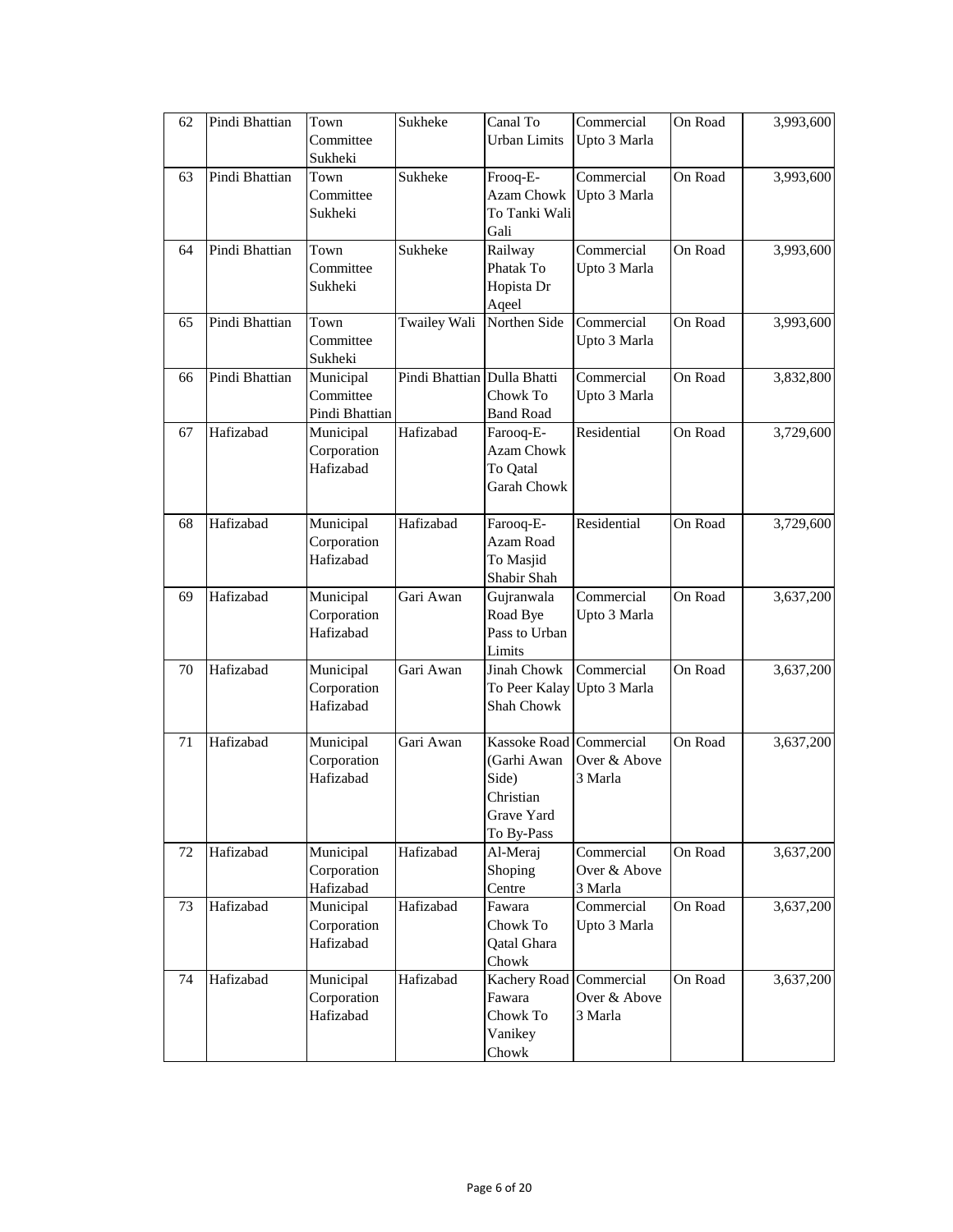| | | | | | | | |
|---|---|---|---|---|---|---|---|
| 62 | Pindi Bhattian | Town Committee Sukheki | Sukheke | Canal To Urban Limits | Commercial Upto 3 Marla | On Road | 3,993,600 |
| 63 | Pindi Bhattian | Town Committee Sukheki | Sukheke | Frooq-E-Azam Chowk To Tanki Wali Gali | Commercial Upto 3 Marla | On Road | 3,993,600 |
| 64 | Pindi Bhattian | Town Committee Sukheki | Sukheke | Railway Phatak To Hopista Dr Aqeel | Commercial Upto 3 Marla | On Road | 3,993,600 |
| 65 | Pindi Bhattian | Town Committee Sukheki | Twailey Wali | Northen Side | Commercial Upto 3 Marla | On Road | 3,993,600 |
| 66 | Pindi Bhattian | Municipal Committee Pindi Bhattian | Pindi Bhattian | Dulla Bhatti Chowk To Band Road | Commercial Upto 3 Marla | On Road | 3,832,800 |
| 67 | Hafizabad | Municipal Corporation Hafizabad | Hafizabad | Farooq-E-Azam Chowk To Qatal Garah Chowk | Residential | On Road | 3,729,600 |
| 68 | Hafizabad | Municipal Corporation Hafizabad | Hafizabad | Farooq-E-Azam Road To Masjid Shabir Shah | Residential | On Road | 3,729,600 |
| 69 | Hafizabad | Municipal Corporation Hafizabad | Gari Awan | Gujranwala Road Bye Pass to Urban Limits | Commercial Upto 3 Marla | On Road | 3,637,200 |
| 70 | Hafizabad | Municipal Corporation Hafizabad | Gari Awan | Jinah Chowk To Peer Kalay Shah Chowk | Commercial Upto 3 Marla | On Road | 3,637,200 |
| 71 | Hafizabad | Municipal Corporation Hafizabad | Gari Awan | Kassoke Road (Garhi Awan Side) Christian Grave Yard To By-Pass | Commercial Over & Above 3 Marla | On Road | 3,637,200 |
| 72 | Hafizabad | Municipal Corporation Hafizabad | Hafizabad | Al-Meraj Shoping Centre | Commercial Over & Above 3 Marla | On Road | 3,637,200 |
| 73 | Hafizabad | Municipal Corporation Hafizabad | Hafizabad | Fawara Chowk To Qatal Ghara Chowk | Commercial Upto 3 Marla | On Road | 3,637,200 |
| 74 | Hafizabad | Municipal Corporation Hafizabad | Hafizabad | Kachery Road Fawara Chowk To Vanikey Chowk | Commercial Over & Above 3 Marla | On Road | 3,637,200 |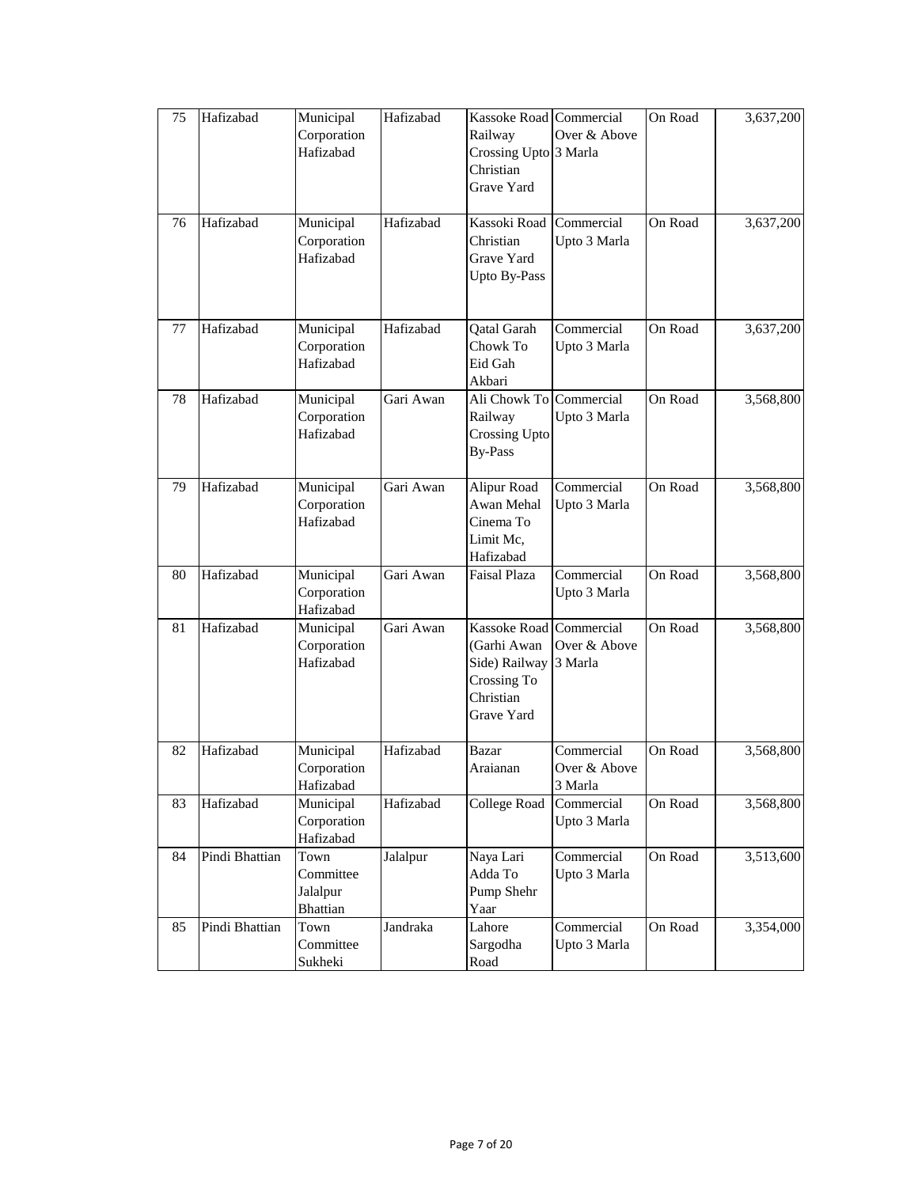| | | | | | | | |
|---|---|---|---|---|---|---|---|
| 75 | Hafizabad | Municipal Corporation Hafizabad | Hafizabad | Kassoke Road Railway Crossing Upto Christian Grave Yard | Commercial Over & Above 3 Marla | On Road | 3,637,200 |
| 76 | Hafizabad | Municipal Corporation Hafizabad | Hafizabad | Kassoki Road Christian Grave Yard Upto By-Pass | Commercial Upto 3 Marla | On Road | 3,637,200 |
| 77 | Hafizabad | Municipal Corporation Hafizabad | Hafizabad | Qatal Garah Chowk To Eid Gah Akbari | Commercial Upto 3 Marla | On Road | 3,637,200 |
| 78 | Hafizabad | Municipal Corporation Hafizabad | Gari Awan | Ali Chowk To Railway Crossing Upto By-Pass | Commercial Upto 3 Marla | On Road | 3,568,800 |
| 79 | Hafizabad | Municipal Corporation Hafizabad | Gari Awan | Alipur Road Awan Mehal Cinema To Limit Mc, Hafizabad | Commercial Upto 3 Marla | On Road | 3,568,800 |
| 80 | Hafizabad | Municipal Corporation Hafizabad | Gari Awan | Faisal Plaza | Commercial Upto 3 Marla | On Road | 3,568,800 |
| 81 | Hafizabad | Municipal Corporation Hafizabad | Gari Awan | Kassoke Road (Garhi Awan Side) Railway Crossing To Christian Grave Yard | Commercial Over & Above 3 Marla | On Road | 3,568,800 |
| 82 | Hafizabad | Municipal Corporation Hafizabad | Hafizabad | Bazar Araianan | Commercial Over & Above 3 Marla | On Road | 3,568,800 |
| 83 | Hafizabad | Municipal Corporation Hafizabad | Hafizabad | College Road | Commercial Upto 3 Marla | On Road | 3,568,800 |
| 84 | Pindi Bhattian | Town Committee Jalalpur Bhattian | Jalalpur | Naya Lari Adda To Pump Shehr Yaar | Commercial Upto 3 Marla | On Road | 3,513,600 |
| 85 | Pindi Bhattian | Town Committee Sukheki | Jandraka | Lahore Sargodha Road | Commercial Upto 3 Marla | On Road | 3,354,000 |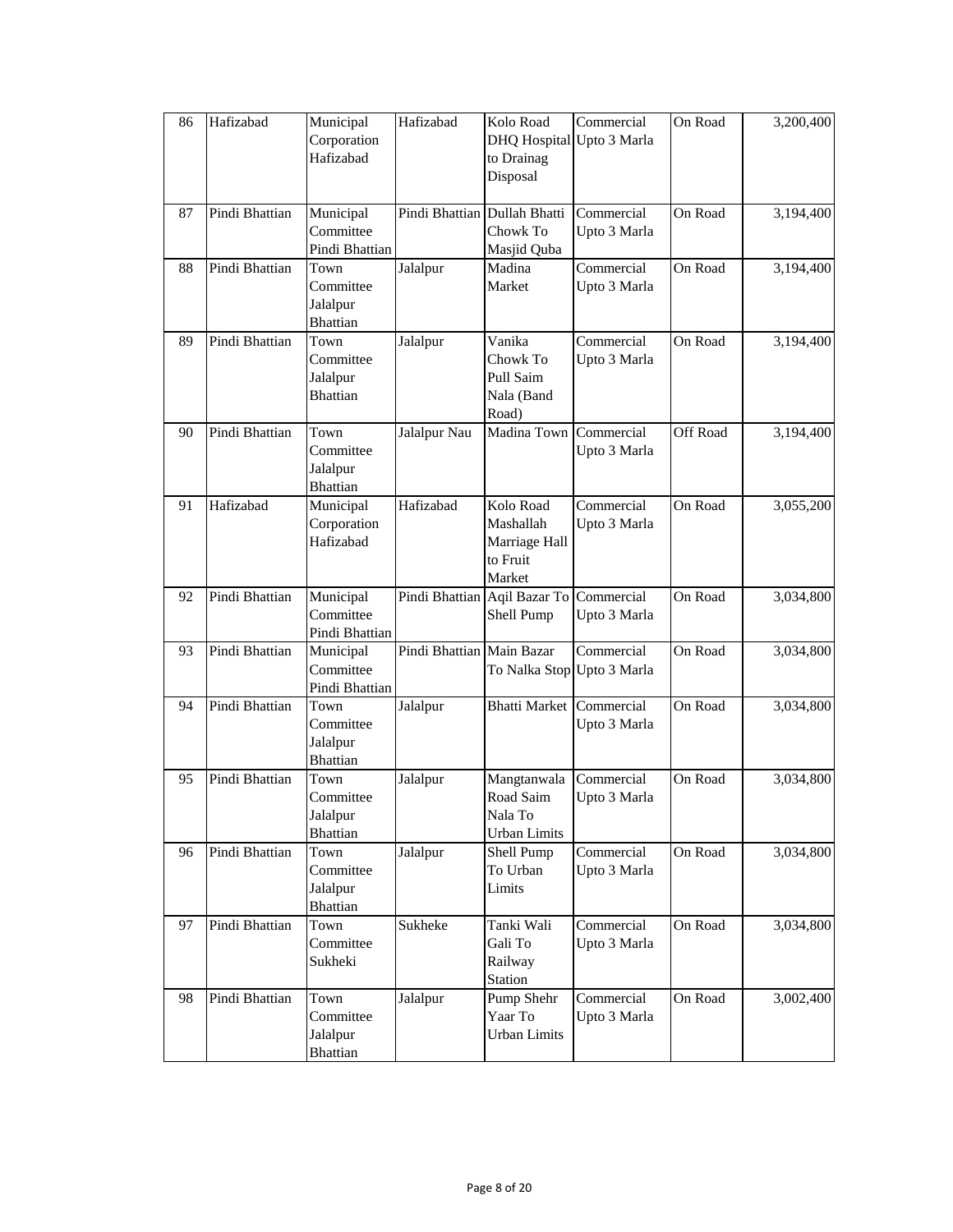| | | | | | | | |
|---|---|---|---|---|---|---|---|
| 86 | Hafizabad | Municipal Corporation Hafizabad | Hafizabad | Kolo Road DHQ Hospital to Drainag Disposal | Commercial Upto 3 Marla | On Road | 3,200,400 |
| 87 | Pindi Bhattian | Municipal Committee Pindi Bhattian | Pindi Bhattian | Dullah Bhatti Chowk To Masjid Quba | Commercial Upto 3 Marla | On Road | 3,194,400 |
| 88 | Pindi Bhattian | Town Committee Jalalpur Bhattian | Jalalpur | Madina Market | Commercial Upto 3 Marla | On Road | 3,194,400 |
| 89 | Pindi Bhattian | Town Committee Jalalpur Bhattian | Jalalpur | Vanika Chowk To Pull Saim Nala (Band Road) | Commercial Upto 3 Marla | On Road | 3,194,400 |
| 90 | Pindi Bhattian | Town Committee Jalalpur Bhattian | Jalalpur Nau | Madina Town | Commercial Upto 3 Marla | Off Road | 3,194,400 |
| 91 | Hafizabad | Municipal Corporation Hafizabad | Hafizabad | Kolo Road Mashallah Marriage Hall to Fruit Market | Commercial Upto 3 Marla | On Road | 3,055,200 |
| 92 | Pindi Bhattian | Municipal Committee Pindi Bhattian | Pindi Bhattian | Aqil Bazar To Shell Pump | Commercial Upto 3 Marla | On Road | 3,034,800 |
| 93 | Pindi Bhattian | Municipal Committee Pindi Bhattian | Pindi Bhattian | Main Bazar To Nalka Stop | Commercial Upto 3 Marla | On Road | 3,034,800 |
| 94 | Pindi Bhattian | Town Committee Jalalpur Bhattian | Jalalpur | Bhatti Market | Commercial Upto 3 Marla | On Road | 3,034,800 |
| 95 | Pindi Bhattian | Town Committee Jalalpur Bhattian | Jalalpur | Mangtanwala Road Saim Nala To Urban Limits | Commercial Upto 3 Marla | On Road | 3,034,800 |
| 96 | Pindi Bhattian | Town Committee Jalalpur Bhattian | Jalalpur | Shell Pump To Urban Limits | Commercial Upto 3 Marla | On Road | 3,034,800 |
| 97 | Pindi Bhattian | Town Committee Sukheki | Sukheke | Tanki Wali Gali To Railway Station | Commercial Upto 3 Marla | On Road | 3,034,800 |
| 98 | Pindi Bhattian | Town Committee Jalalpur Bhattian | Jalalpur | Pump Shehr Yaar To Urban Limits | Commercial Upto 3 Marla | On Road | 3,002,400 |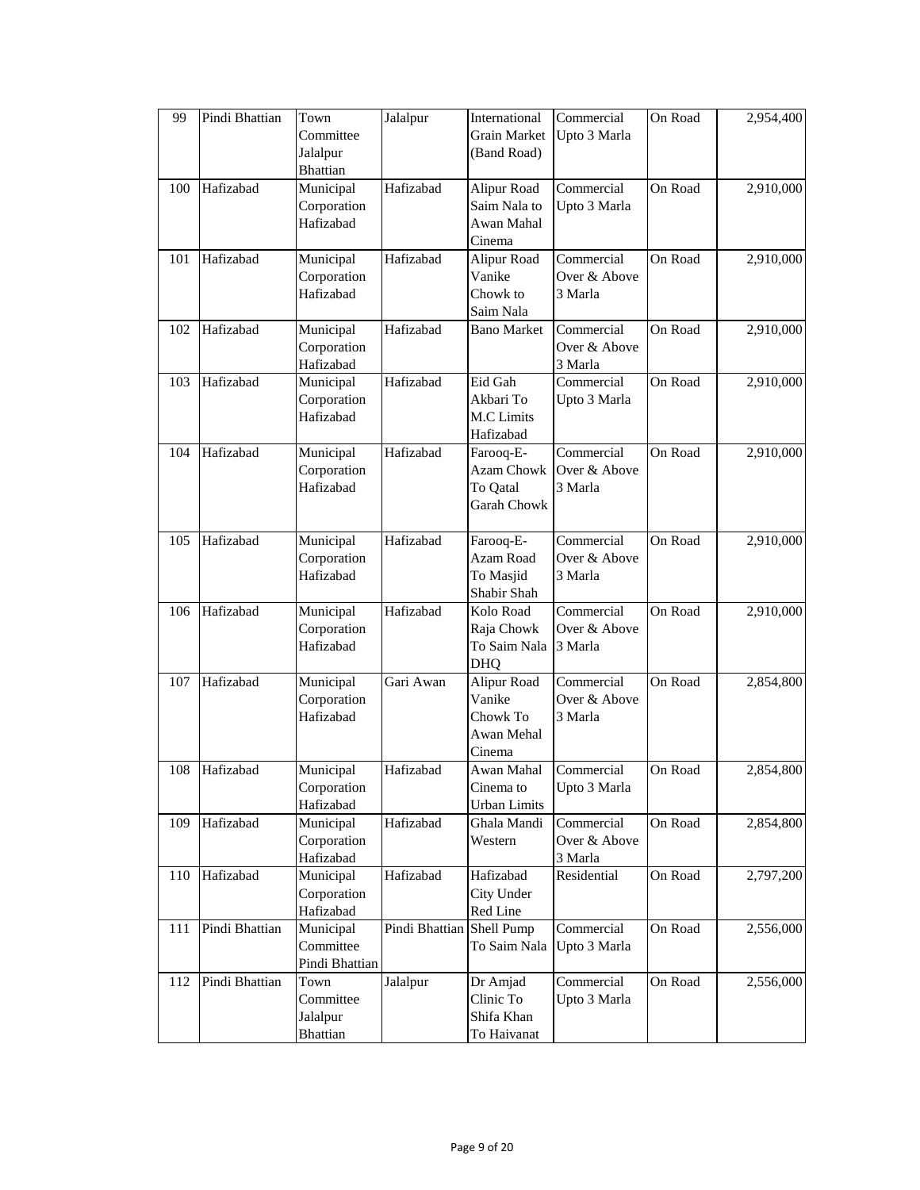| | | | | | | | |
|---|---|---|---|---|---|---|---|
| 99 | Pindi Bhattian | Town Committee Jalalpur Bhattian | Jalalpur | International Grain Market (Band Road) | Commercial Upto 3 Marla | On Road | 2,954,400 |
| 100 | Hafizabad | Municipal Corporation Hafizabad | Hafizabad | Alipur Road Saim Nala to Awan Mahal Cinema | Commercial Upto 3 Marla | On Road | 2,910,000 |
| 101 | Hafizabad | Municipal Corporation Hafizabad | Hafizabad | Alipur Road Vanike Chowk to Saim Nala | Commercial Over & Above 3 Marla | On Road | 2,910,000 |
| 102 | Hafizabad | Municipal Corporation Hafizabad | Hafizabad | Bano Market | Commercial Over & Above 3 Marla | On Road | 2,910,000 |
| 103 | Hafizabad | Municipal Corporation Hafizabad | Hafizabad | Eid Gah Akbari To M.C Limits Hafizabad | Commercial Upto 3 Marla | On Road | 2,910,000 |
| 104 | Hafizabad | Municipal Corporation Hafizabad | Hafizabad | Farooq-E-Azam Chowk To Qatal Garah Chowk | Commercial Over & Above 3 Marla | On Road | 2,910,000 |
| 105 | Hafizabad | Municipal Corporation Hafizabad | Hafizabad | Farooq-E-Azam Road To Masjid Shabir Shah | Commercial Over & Above 3 Marla | On Road | 2,910,000 |
| 106 | Hafizabad | Municipal Corporation Hafizabad | Hafizabad | Kolo Road Raja Chowk To Saim Nala DHQ | Commercial Over & Above 3 Marla | On Road | 2,910,000 |
| 107 | Hafizabad | Municipal Corporation Hafizabad | Gari Awan | Alipur Road Vanike Chowk To Awan Mehal Cinema | Commercial Over & Above 3 Marla | On Road | 2,854,800 |
| 108 | Hafizabad | Municipal Corporation Hafizabad | Hafizabad | Awan Mahal Cinema to Urban Limits | Commercial Upto 3 Marla | On Road | 2,854,800 |
| 109 | Hafizabad | Municipal Corporation Hafizabad | Hafizabad | Ghala Mandi Western | Commercial Over & Above 3 Marla | On Road | 2,854,800 |
| 110 | Hafizabad | Municipal Corporation Hafizabad | Hafizabad | Hafizabad City Under Red Line | Residential | On Road | 2,797,200 |
| 111 | Pindi Bhattian | Municipal Committee Pindi Bhattian | Pindi Bhattian | Shell Pump To Saim Nala | Commercial Upto 3 Marla | On Road | 2,556,000 |
| 112 | Pindi Bhattian | Town Committee Jalalpur Bhattian | Jalalpur | Dr Amjad Clinic To Shifa Khan To Haivanat | Commercial Upto 3 Marla | On Road | 2,556,000 |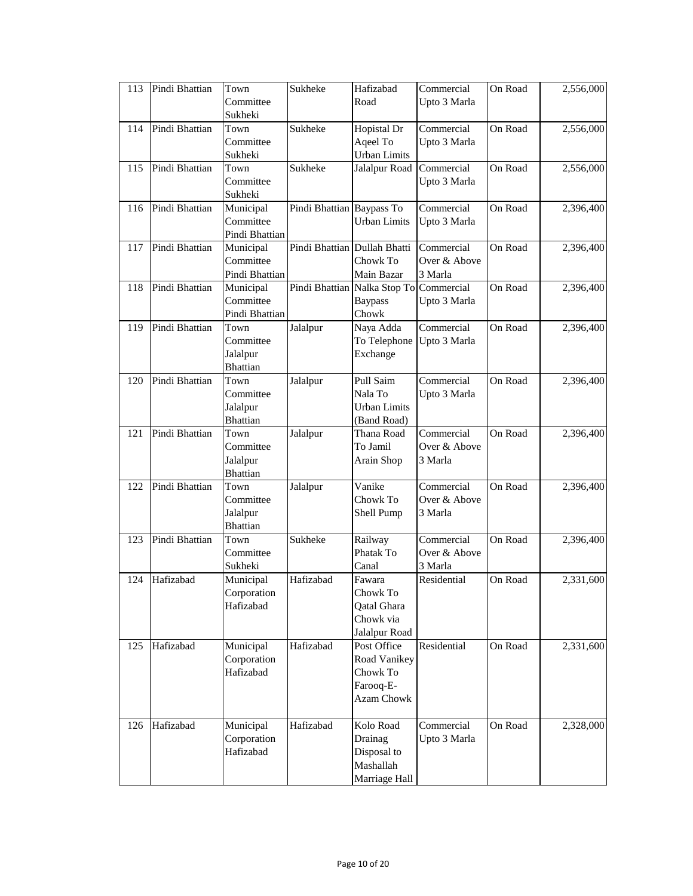| | | | | | | | |
|---|---|---|---|---|---|---|---|
| 113 | Pindi Bhattian | Town Committee Sukheki | Sukheke | Hafizabad Road | Commercial Upto 3 Marla | On Road | 2,556,000 |
| 114 | Pindi Bhattian | Town Committee Sukheki | Sukheke | Hopistal Dr Aqeel To Urban Limits | Commercial Upto 3 Marla | On Road | 2,556,000 |
| 115 | Pindi Bhattian | Town Committee Sukheki | Sukheke | Jalalpur Road | Commercial Upto 3 Marla | On Road | 2,556,000 |
| 116 | Pindi Bhattian | Municipal Committee Pindi Bhattian | Pindi Bhattian | Baypass To Urban Limits | Commercial Upto 3 Marla | On Road | 2,396,400 |
| 117 | Pindi Bhattian | Municipal Committee Pindi Bhattian | Pindi Bhattian | Dullah Bhatti Chowk To Main Bazar | Commercial Over & Above 3 Marla | On Road | 2,396,400 |
| 118 | Pindi Bhattian | Municipal Committee Pindi Bhattian | Pindi Bhattian | Nalka Stop To Baypass Chowk | Commercial Upto 3 Marla | On Road | 2,396,400 |
| 119 | Pindi Bhattian | Town Committee Jalalpur Bhattian | Jalalpur | Naya Adda To Telephone Exchange | Commercial Upto 3 Marla | On Road | 2,396,400 |
| 120 | Pindi Bhattian | Town Committee Jalalpur Bhattian | Jalalpur | Pull Saim Nala To Urban Limits (Band Road) | Commercial Upto 3 Marla | On Road | 2,396,400 |
| 121 | Pindi Bhattian | Town Committee Jalalpur Bhattian | Jalalpur | Thana Road To Jamil Arain Shop | Commercial Over & Above 3 Marla | On Road | 2,396,400 |
| 122 | Pindi Bhattian | Town Committee Jalalpur Bhattian | Jalalpur | Vanike Chowk To Shell Pump | Commercial Over & Above 3 Marla | On Road | 2,396,400 |
| 123 | Pindi Bhattian | Town Committee Sukheki | Sukheke | Railway Phatak To Canal | Commercial Over & Above 3 Marla | On Road | 2,396,400 |
| 124 | Hafizabad | Municipal Corporation Hafizabad | Hafizabad | Fawara Chowk To Qatal Ghara Chowk via Jalalpur Road | Residential | On Road | 2,331,600 |
| 125 | Hafizabad | Municipal Corporation Hafizabad | Hafizabad | Post Office Road Vanikey Chowk To Farooq-E-Azam Chowk | Residential | On Road | 2,331,600 |
| 126 | Hafizabad | Municipal Corporation Hafizabad | Hafizabad | Kolo Road Drainag Disposal to Mashallah Marriage Hall | Commercial Upto 3 Marla | On Road | 2,328,000 |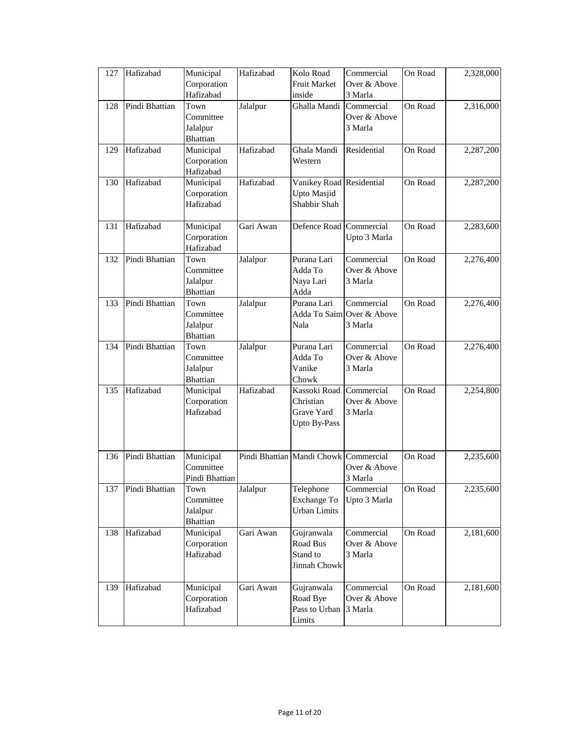| | | | | | | | |
|---|---|---|---|---|---|---|---|
| 127 | Hafizabad | Municipal Corporation Hafizabad | Hafizabad | Kolo Road Fruit Market inside | Commercial Over & Above 3 Marla | On Road | 2,328,000 |
| 128 | Pindi Bhattian | Town Committee Jalalpur Bhattian | Jalalpur | Ghalla Mandi | Commercial Over & Above 3 Marla | On Road | 2,316,000 |
| 129 | Hafizabad | Municipal Corporation Hafizabad | Hafizabad | Ghala Mandi Western | Residential | On Road | 2,287,200 |
| 130 | Hafizabad | Municipal Corporation Hafizabad | Hafizabad | Vanikey Road Upto Masjid Shabbir Shah | Residential | On Road | 2,287,200 |
| 131 | Hafizabad | Municipal Corporation Hafizabad | Gari Awan | Defence Road | Commercial Upto 3 Marla | On Road | 2,283,600 |
| 132 | Pindi Bhattian | Town Committee Jalalpur Bhattian | Jalalpur | Purana Lari Adda To Naya Lari Adda | Commercial Over & Above 3 Marla | On Road | 2,276,400 |
| 133 | Pindi Bhattian | Town Committee Jalalpur Bhattian | Jalalpur | Purana Lari Adda To Saim Nala | Commercial Over & Above 3 Marla | On Road | 2,276,400 |
| 134 | Pindi Bhattian | Town Committee Jalalpur Bhattian | Jalalpur | Purana Lari Adda To Vanike Chowk | Commercial Over & Above 3 Marla | On Road | 2,276,400 |
| 135 | Hafizabad | Municipal Corporation Hafizabad | Hafizabad | Kassoki Road Christian Grave Yard Upto By-Pass | Commercial Over & Above 3 Marla | On Road | 2,254,800 |
| 136 | Pindi Bhattian | Municipal Committee Pindi Bhattian | Pindi Bhattian | Mandi Chowk | Commercial Over & Above 3 Marla | On Road | 2,235,600 |
| 137 | Pindi Bhattian | Town Committee Jalalpur Bhattian | Jalalpur | Telephone Exchange To Urban Limits | Commercial Upto 3 Marla | On Road | 2,235,600 |
| 138 | Hafizabad | Municipal Corporation Hafizabad | Gari Awan | Gujranwala Road Bus Stand to Jinnah Chowk | Commercial Over & Above 3 Marla | On Road | 2,181,600 |
| 139 | Hafizabad | Municipal Corporation Hafizabad | Gari Awan | Gujranwala Road Bye Pass to Urban Limits | Commercial Over & Above 3 Marla | On Road | 2,181,600 |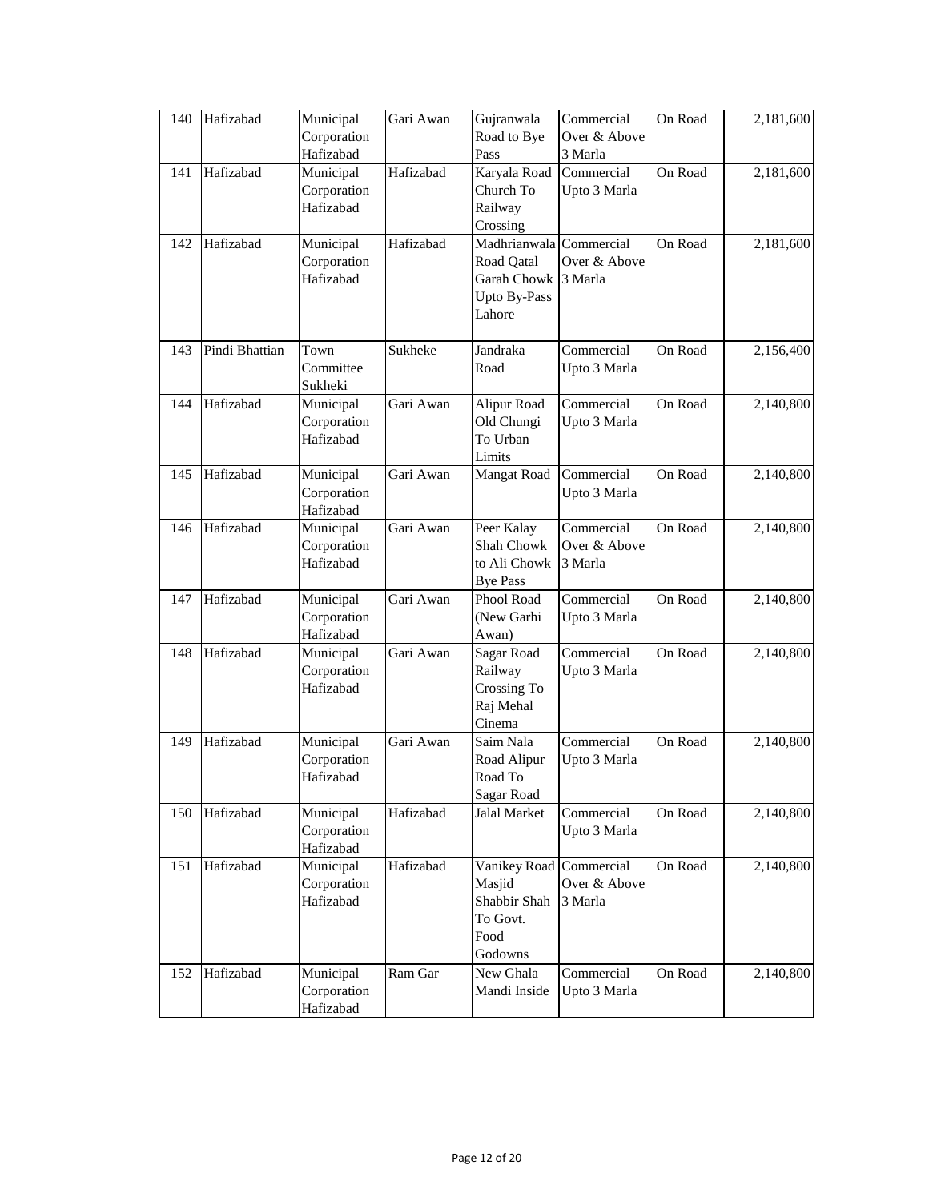| | | | | | | | |
|---|---|---|---|---|---|---|---|
| 140 | Hafizabad | Municipal Corporation Hafizabad | Gari Awan | Gujranwala Road to Bye Pass | Commercial Over & Above 3 Marla | On Road | 2,181,600 |
| 141 | Hafizabad | Municipal Corporation Hafizabad | Hafizabad | Karyala Road Church To Railway Crossing | Commercial Upto 3 Marla | On Road | 2,181,600 |
| 142 | Hafizabad | Municipal Corporation Hafizabad | Hafizabad | Madhrianwala Road Qatal Garah Chowk Upto By-Pass Lahore | Commercial Over & Above 3 Marla | On Road | 2,181,600 |
| 143 | Pindi Bhattian | Town Committee Sukheki | Sukheke | Jandraka Road | Commercial Upto 3 Marla | On Road | 2,156,400 |
| 144 | Hafizabad | Municipal Corporation Hafizabad | Gari Awan | Alipur Road Old Chungi To Urban Limits | Commercial Upto 3 Marla | On Road | 2,140,800 |
| 145 | Hafizabad | Municipal Corporation Hafizabad | Gari Awan | Mangat Road | Commercial Upto 3 Marla | On Road | 2,140,800 |
| 146 | Hafizabad | Municipal Corporation Hafizabad | Gari Awan | Peer Kalay Shah Chowk to Ali Chowk Bye Pass | Commercial Over & Above 3 Marla | On Road | 2,140,800 |
| 147 | Hafizabad | Municipal Corporation Hafizabad | Gari Awan | Phool Road (New Garhi Awan) | Commercial Upto 3 Marla | On Road | 2,140,800 |
| 148 | Hafizabad | Municipal Corporation Hafizabad | Gari Awan | Sagar Road Railway Crossing To Raj Mehal Cinema | Commercial Upto 3 Marla | On Road | 2,140,800 |
| 149 | Hafizabad | Municipal Corporation Hafizabad | Gari Awan | Saim Nala Road Alipur Road To Sagar Road | Commercial Upto 3 Marla | On Road | 2,140,800 |
| 150 | Hafizabad | Municipal Corporation Hafizabad | Hafizabad | Jalal Market | Commercial Upto 3 Marla | On Road | 2,140,800 |
| 151 | Hafizabad | Municipal Corporation Hafizabad | Hafizabad | Vanikey Road Masjid Shabbir Shah To Govt. Food Godowns | Commercial Over & Above 3 Marla | On Road | 2,140,800 |
| 152 | Hafizabad | Municipal Corporation Hafizabad | Ram Gar | New Ghala Mandi Inside | Commercial Upto 3 Marla | On Road | 2,140,800 |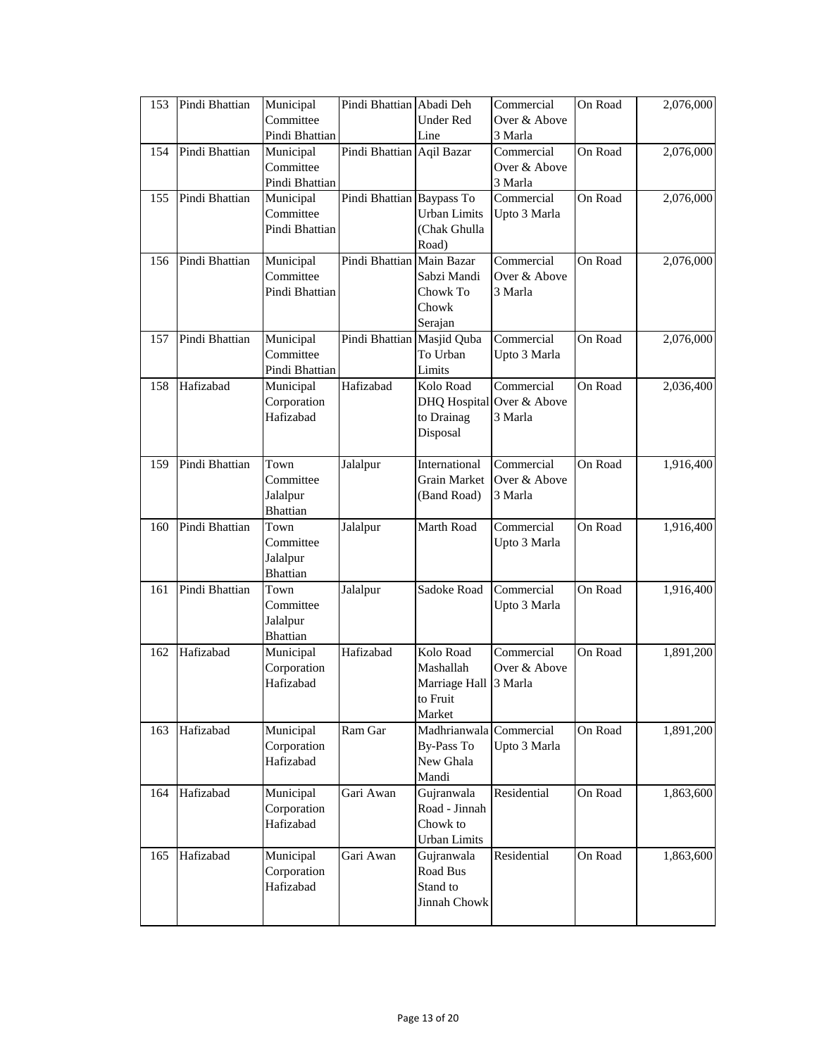| | | | | | | | |
|---|---|---|---|---|---|---|---|
| 153 | Pindi Bhattian | Municipal Committee Pindi Bhattian | Pindi Bhattian | Abadi Deh Under Red Line | Commercial Over & Above 3 Marla | On Road | 2,076,000 |
| 154 | Pindi Bhattian | Municipal Committee Pindi Bhattian | Pindi Bhattian | Aqil Bazar | Commercial Over & Above 3 Marla | On Road | 2,076,000 |
| 155 | Pindi Bhattian | Municipal Committee Pindi Bhattian | Pindi Bhattian | Baypass To Urban Limits (Chak Ghulla Road) | Commercial Upto 3 Marla | On Road | 2,076,000 |
| 156 | Pindi Bhattian | Municipal Committee Pindi Bhattian | Pindi Bhattian | Main Bazar Sabzi Mandi Chowk To Chowk Serajan | Commercial Over & Above 3 Marla | On Road | 2,076,000 |
| 157 | Pindi Bhattian | Municipal Committee Pindi Bhattian | Pindi Bhattian | Masjid Quba To Urban Limits | Commercial Upto 3 Marla | On Road | 2,076,000 |
| 158 | Hafizabad | Municipal Corporation Hafizabad | Hafizabad | Kolo Road DHQ Hospital to Drainag Disposal | Commercial Over & Above 3 Marla | On Road | 2,036,400 |
| 159 | Pindi Bhattian | Town Committee Jalalpur Bhattian | Jalalpur | International Grain Market (Band Road) | Commercial Over & Above 3 Marla | On Road | 1,916,400 |
| 160 | Pindi Bhattian | Town Committee Jalalpur Bhattian | Jalalpur | Marth Road | Commercial Upto 3 Marla | On Road | 1,916,400 |
| 161 | Pindi Bhattian | Town Committee Jalalpur Bhattian | Jalalpur | Sadoke Road | Commercial Upto 3 Marla | On Road | 1,916,400 |
| 162 | Hafizabad | Municipal Corporation Hafizabad | Hafizabad | Kolo Road Mashallah Marriage Hall to Fruit Market | Commercial Over & Above 3 Marla | On Road | 1,891,200 |
| 163 | Hafizabad | Municipal Corporation Hafizabad | Ram Gar | Madhrianwala By-Pass To New Ghala Mandi | Commercial Upto 3 Marla | On Road | 1,891,200 |
| 164 | Hafizabad | Municipal Corporation Hafizabad | Gari Awan | Gujranwala Road - Jinnah Chowk to Urban Limits | Residential | On Road | 1,863,600 |
| 165 | Hafizabad | Municipal Corporation Hafizabad | Gari Awan | Gujranwala Road Bus Stand to Jinnah Chowk | Residential | On Road | 1,863,600 |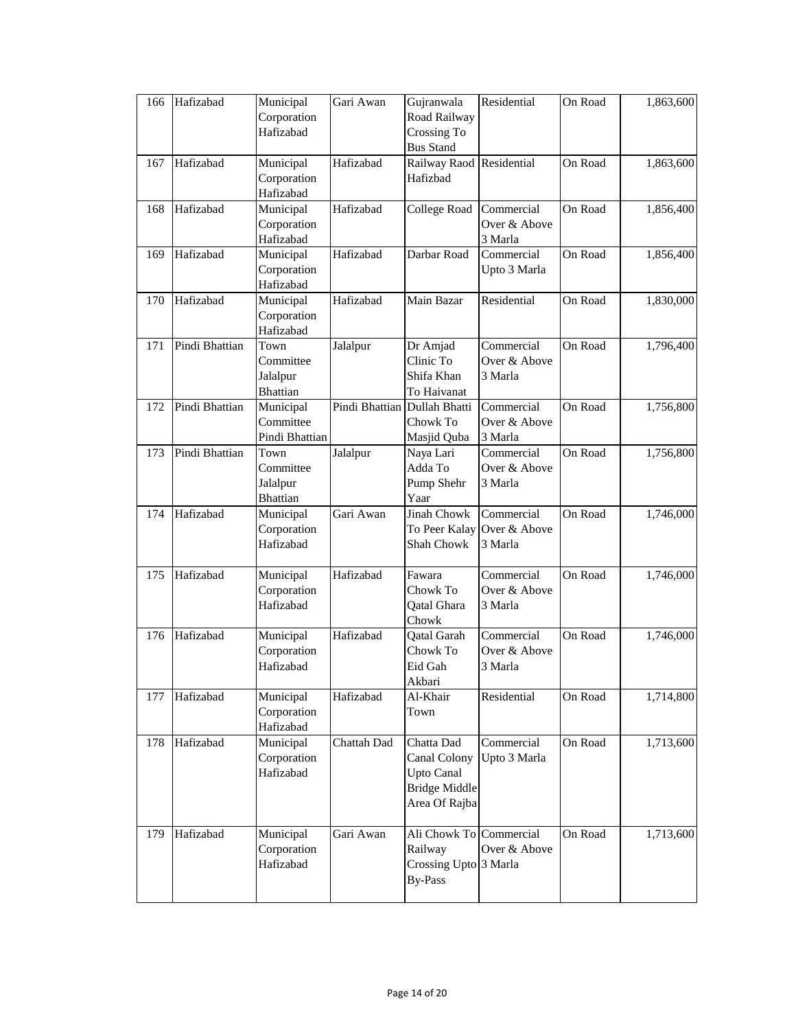| | | | | | | | |
|---|---|---|---|---|---|---|---|
| 166 | Hafizabad | Municipal Corporation Hafizabad | Gari Awan | Gujranwala Road Railway Crossing To Bus Stand | Residential | On Road | 1,863,600 |
| 167 | Hafizabad | Municipal Corporation Hafizabad | Hafizabad | Railway Raod Hafizbad | Residential | On Road | 1,863,600 |
| 168 | Hafizabad | Municipal Corporation Hafizabad | Hafizabad | College Road | Commercial Over & Above 3 Marla | On Road | 1,856,400 |
| 169 | Hafizabad | Municipal Corporation Hafizabad | Hafizabad | Darbar Road | Commercial Upto 3 Marla | On Road | 1,856,400 |
| 170 | Hafizabad | Municipal Corporation Hafizabad | Hafizabad | Main Bazar | Residential | On Road | 1,830,000 |
| 171 | Pindi Bhattian | Town Committee Jalalpur Bhattian | Jalalpur | Dr Amjad Clinic To Shifa Khan To Haivanat | Commercial Over & Above 3 Marla | On Road | 1,796,400 |
| 172 | Pindi Bhattian | Municipal Committee Pindi Bhattian | Pindi Bhattian | Dullah Bhatti Chowk To Masjid Quba | Commercial Over & Above 3 Marla | On Road | 1,756,800 |
| 173 | Pindi Bhattian | Town Committee Jalalpur Bhattian | Jalalpur | Naya Lari Adda To Pump Shehr Yaar | Commercial Over & Above 3 Marla | On Road | 1,756,800 |
| 174 | Hafizabad | Municipal Corporation Hafizabad | Gari Awan | Jinah Chowk To Peer Kalay Shah Chowk | Commercial Over & Above 3 Marla | On Road | 1,746,000 |
| 175 | Hafizabad | Municipal Corporation Hafizabad | Hafizabad | Fawara Chowk To Qatal Ghara Chowk | Commercial Over & Above 3 Marla | On Road | 1,746,000 |
| 176 | Hafizabad | Municipal Corporation Hafizabad | Hafizabad | Qatal Garah Chowk To Eid Gah Akbari | Commercial Over & Above 3 Marla | On Road | 1,746,000 |
| 177 | Hafizabad | Municipal Corporation Hafizabad | Hafizabad | Al-Khair Town | Residential | On Road | 1,714,800 |
| 178 | Hafizabad | Municipal Corporation Hafizabad | Chattah Dad | Chatta Dad Canal Colony Upto Canal Bridge Middle Area Of Rajba | Commercial Upto 3 Marla | On Road | 1,713,600 |
| 179 | Hafizabad | Municipal Corporation Hafizabad | Gari Awan | Ali Chowk To Railway Crossing Upto By-Pass | Commercial Over & Above 3 Marla | On Road | 1,713,600 |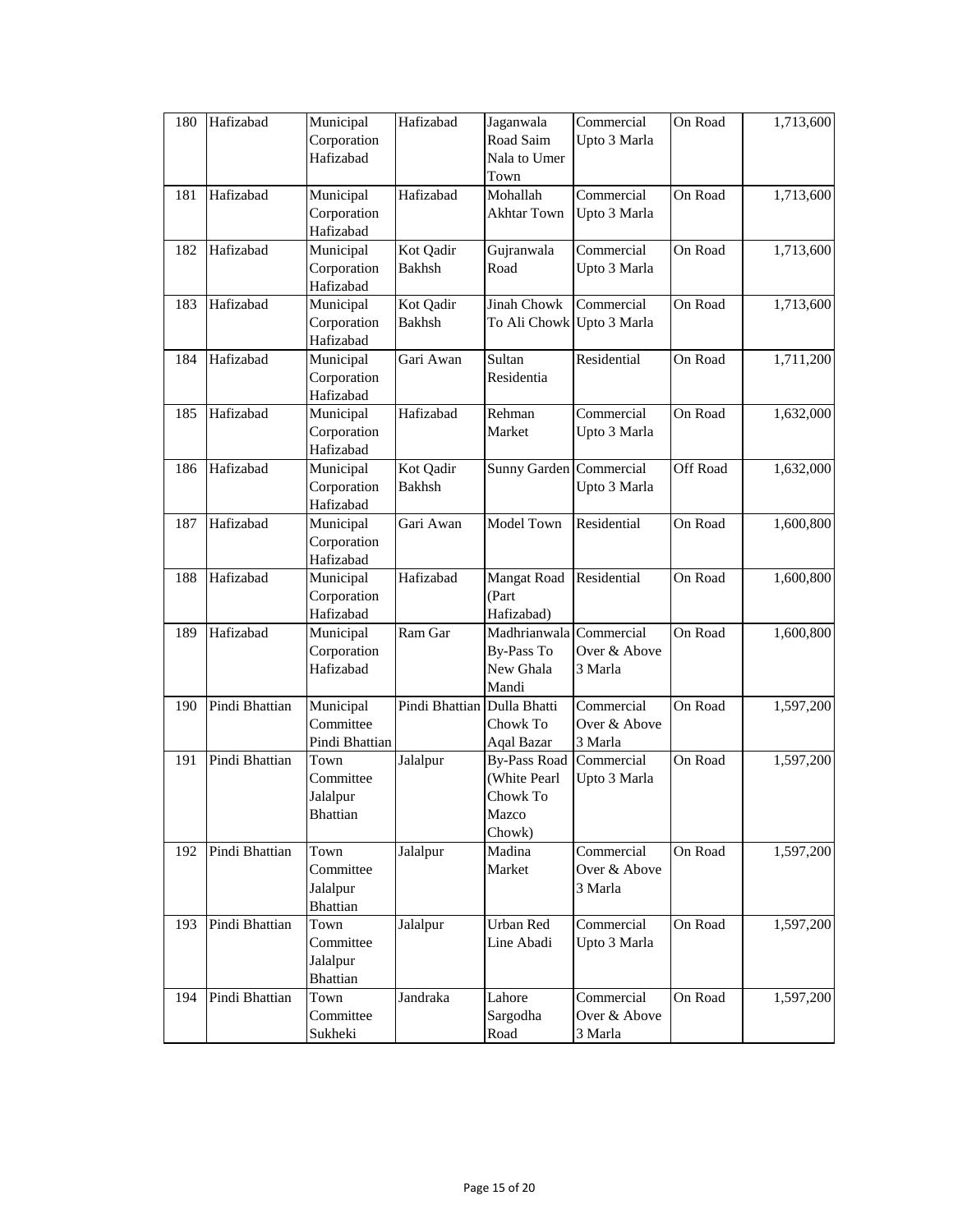| | | | | | | | |
|---|---|---|---|---|---|---|---|
| 180 | Hafizabad | Municipal Corporation Hafizabad | Hafizabad | Jaganwala Road Saim Nala to Umer Town | Commercial Upto 3 Marla | On Road | 1,713,600 |
| 181 | Hafizabad | Municipal Corporation Hafizabad | Hafizabad | Mohallah Akhtar Town | Commercial Upto 3 Marla | On Road | 1,713,600 |
| 182 | Hafizabad | Municipal Corporation Hafizabad | Kot Qadir Bakhsh | Gujranwala Road | Commercial Upto 3 Marla | On Road | 1,713,600 |
| 183 | Hafizabad | Municipal Corporation Hafizabad | Kot Qadir Bakhsh | Jinah Chowk To Ali Chowk | Commercial Upto 3 Marla | On Road | 1,713,600 |
| 184 | Hafizabad | Municipal Corporation Hafizabad | Gari Awan | Sultan Residentia | Residential | On Road | 1,711,200 |
| 185 | Hafizabad | Municipal Corporation Hafizabad | Hafizabad | Rehman Market | Commercial Upto 3 Marla | On Road | 1,632,000 |
| 186 | Hafizabad | Municipal Corporation Hafizabad | Kot Qadir Bakhsh | Sunny Garden | Commercial Upto 3 Marla | Off Road | 1,632,000 |
| 187 | Hafizabad | Municipal Corporation Hafizabad | Gari Awan | Model Town | Residential | On Road | 1,600,800 |
| 188 | Hafizabad | Municipal Corporation Hafizabad | Hafizabad | Mangat Road (Part Hafizabad) | Residential | On Road | 1,600,800 |
| 189 | Hafizabad | Municipal Corporation Hafizabad | Ram Gar | Madhrianwala By-Pass To New Ghala Mandi | Commercial Over & Above 3 Marla | On Road | 1,600,800 |
| 190 | Pindi Bhattian | Municipal Committee Pindi Bhattian | Pindi Bhattian | Dulla Bhatti Chowk To Aqal Bazar | Commercial Over & Above 3 Marla | On Road | 1,597,200 |
| 191 | Pindi Bhattian | Town Committee Jalalpur Bhattian | Jalalpur | By-Pass Road (White Pearl Chowk To Mazco Chowk) | Commercial Upto 3 Marla | On Road | 1,597,200 |
| 192 | Pindi Bhattian | Town Committee Jalalpur Bhattian | Jalalpur | Madina Market | Commercial Over & Above 3 Marla | On Road | 1,597,200 |
| 193 | Pindi Bhattian | Town Committee Jalalpur Bhattian | Jalalpur | Urban Red Line Abadi | Commercial Upto 3 Marla | On Road | 1,597,200 |
| 194 | Pindi Bhattian | Town Committee Sukheki | Jandraka | Lahore Sargodha Road | Commercial Over & Above 3 Marla | On Road | 1,597,200 |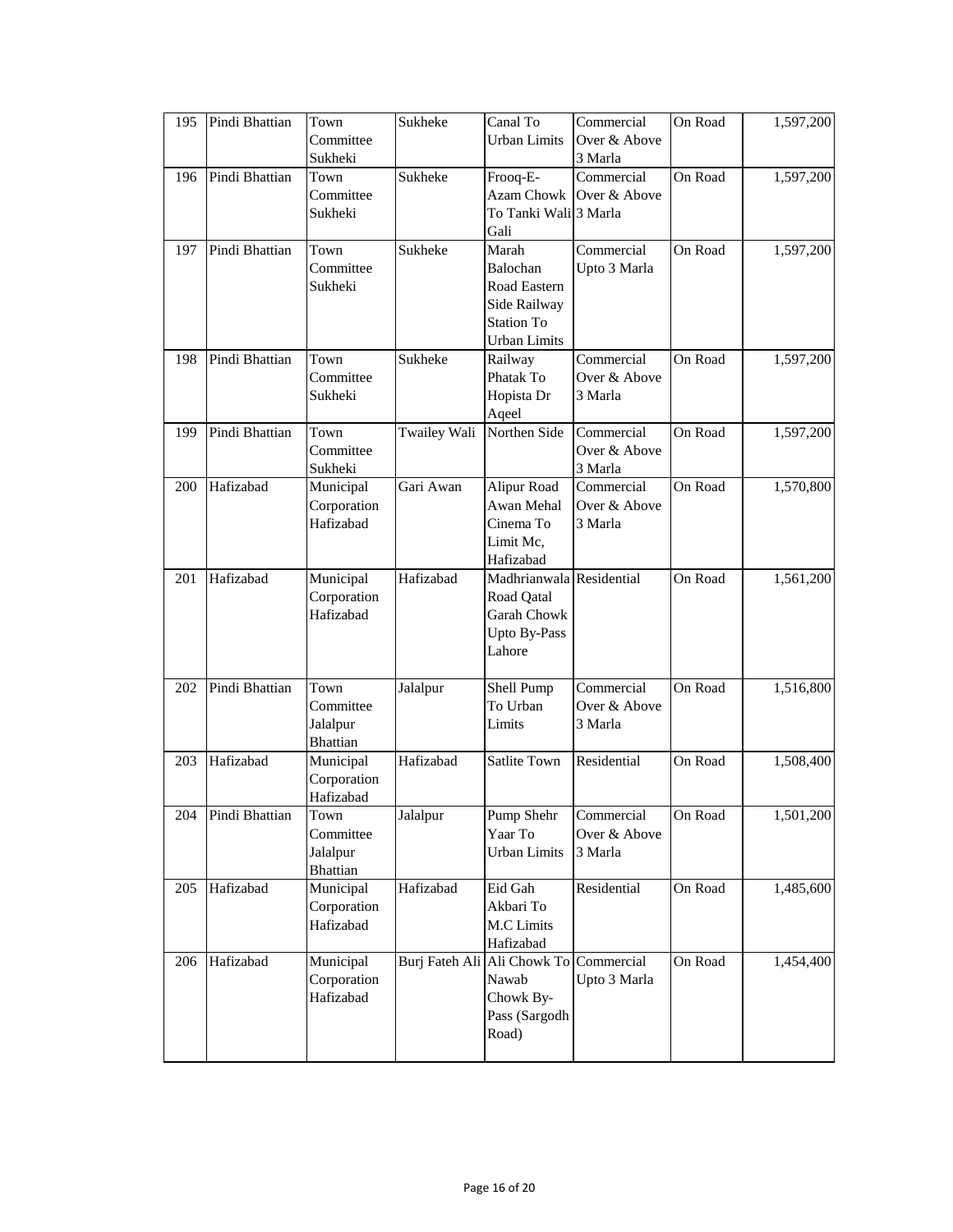| | | | | | | | |
|---|---|---|---|---|---|---|---|
| 195 | Pindi Bhattian | Town Committee Sukheki | Sukheke | Canal To Urban Limits | Commercial Over & Above 3 Marla | On Road | 1,597,200 |
| 196 | Pindi Bhattian | Town Committee Sukheki | Sukheke | Frooq-E-Azam Chowk To Tanki Wali Gali | Commercial Over & Above 3 Marla | On Road | 1,597,200 |
| 197 | Pindi Bhattian | Town Committee Sukheki | Sukheke | Marah Balochan Road Eastern Side Railway Station To Urban Limits | Commercial Upto 3 Marla | On Road | 1,597,200 |
| 198 | Pindi Bhattian | Town Committee Sukheki | Sukheke | Railway Phatak To Hopista Dr Aqeel | Commercial Over & Above 3 Marla | On Road | 1,597,200 |
| 199 | Pindi Bhattian | Town Committee Sukheki | Twailey Wali | Northen Side | Commercial Over & Above 3 Marla | On Road | 1,597,200 |
| 200 | Hafizabad | Municipal Corporation Hafizabad | Gari Awan | Alipur Road Awan Mehal Cinema To Limit Mc, Hafizabad | Commercial Over & Above 3 Marla | On Road | 1,570,800 |
| 201 | Hafizabad | Municipal Corporation Hafizabad | Hafizabad | Madhrianwala Road Qatal Garah Chowk Upto By-Pass Lahore | Residential | On Road | 1,561,200 |
| 202 | Pindi Bhattian | Town Committee Jalalpur Bhattian | Jalalpur | Shell Pump To Urban Limits | Commercial Over & Above 3 Marla | On Road | 1,516,800 |
| 203 | Hafizabad | Municipal Corporation Hafizabad | Hafizabad | Satlite Town | Residential | On Road | 1,508,400 |
| 204 | Pindi Bhattian | Town Committee Jalalpur Bhattian | Jalalpur | Pump Shehr Yaar To Urban Limits | Commercial Over & Above 3 Marla | On Road | 1,501,200 |
| 205 | Hafizabad | Municipal Corporation Hafizabad | Hafizabad | Eid Gah Akbari To M.C Limits Hafizabad | Residential | On Road | 1,485,600 |
| 206 | Hafizabad | Municipal Corporation Hafizabad | Burj Fateh Ali | Ali Chowk To Nawab Chowk By-Pass (Sargodh Road) | Commercial Upto 3 Marla | On Road | 1,454,400 |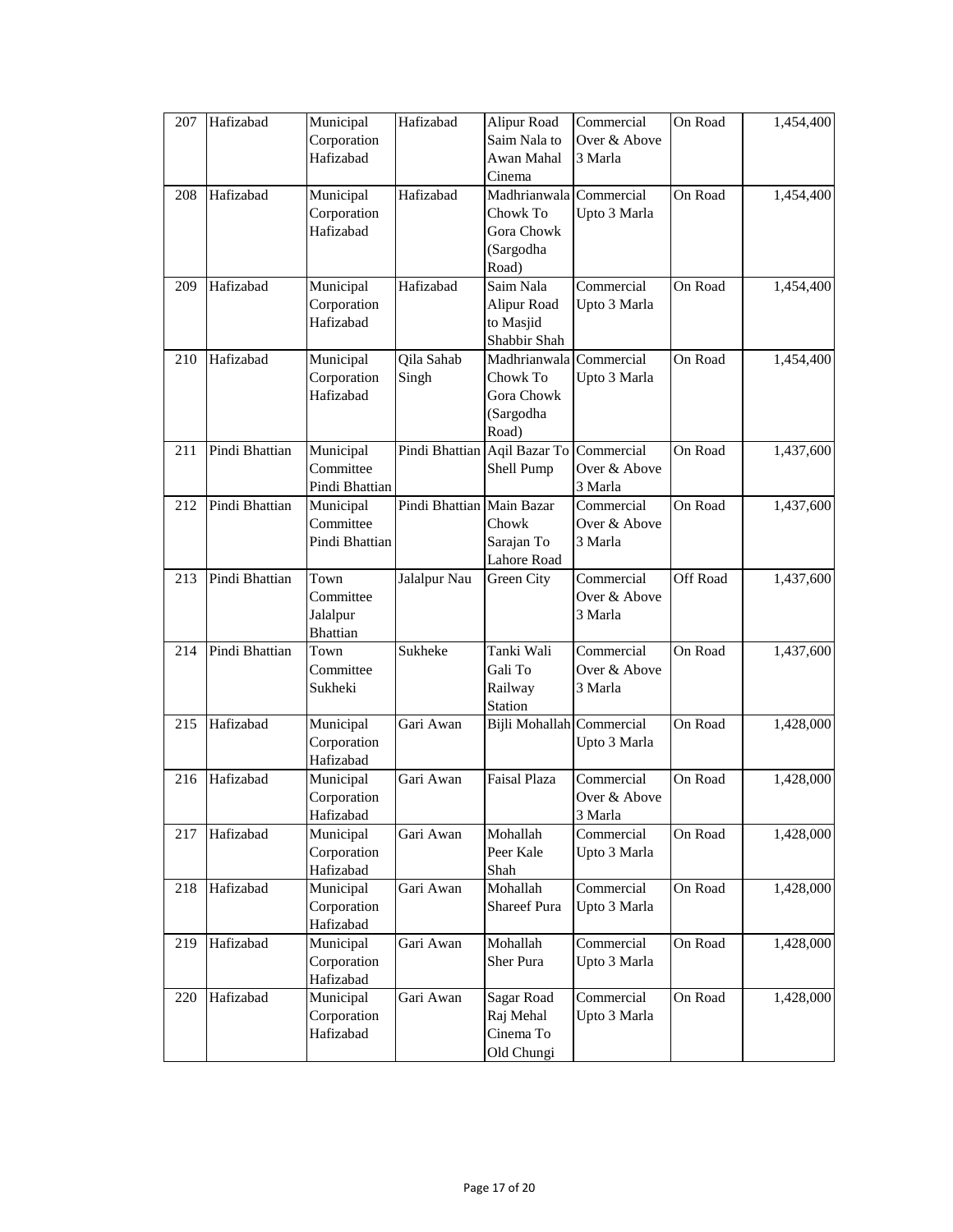| | | | | | | | |
|---|---|---|---|---|---|---|---|
| 207 | Hafizabad | Municipal Corporation Hafizabad | Hafizabad | Alipur Road Saim Nala to Awan Mahal Cinema | Commercial Over & Above 3 Marla | On Road | 1,454,400 |
| 208 | Hafizabad | Municipal Corporation Hafizabad | Hafizabad | Madhrianwala Chowk To Gora Chowk (Sargodha Road) | Commercial Upto 3 Marla | On Road | 1,454,400 |
| 209 | Hafizabad | Municipal Corporation Hafizabad | Hafizabad | Saim Nala Alipur Road to Masjid Shabbir Shah | Commercial Upto 3 Marla | On Road | 1,454,400 |
| 210 | Hafizabad | Municipal Corporation Hafizabad | Qila Sahab Singh | Madhrianwala Chowk To Gora Chowk (Sargodha Road) | Commercial Upto 3 Marla | On Road | 1,454,400 |
| 211 | Pindi Bhattian | Municipal Committee Pindi Bhattian | Pindi Bhattian | Aqil Bazar To Shell Pump | Commercial Over & Above 3 Marla | On Road | 1,437,600 |
| 212 | Pindi Bhattian | Municipal Committee Pindi Bhattian | Pindi Bhattian | Main Bazar Chowk Sarajan To Lahore Road | Commercial Over & Above 3 Marla | On Road | 1,437,600 |
| 213 | Pindi Bhattian | Town Committee Jalalpur Bhattian | Jalalpur Nau | Green City | Commercial Over & Above 3 Marla | Off Road | 1,437,600 |
| 214 | Pindi Bhattian | Town Committee Sukheki | Sukheke | Tanki Wali Gali To Railway Station | Commercial Over & Above 3 Marla | On Road | 1,437,600 |
| 215 | Hafizabad | Municipal Corporation Hafizabad | Gari Awan | Bijli Mohallah | Commercial Upto 3 Marla | On Road | 1,428,000 |
| 216 | Hafizabad | Municipal Corporation Hafizabad | Gari Awan | Faisal Plaza | Commercial Over & Above 3 Marla | On Road | 1,428,000 |
| 217 | Hafizabad | Municipal Corporation Hafizabad | Gari Awan | Mohallah Peer Kale Shah | Commercial Upto 3 Marla | On Road | 1,428,000 |
| 218 | Hafizabad | Municipal Corporation Hafizabad | Gari Awan | Mohallah Shareef Pura | Commercial Upto 3 Marla | On Road | 1,428,000 |
| 219 | Hafizabad | Municipal Corporation Hafizabad | Gari Awan | Mohallah Sher Pura | Commercial Upto 3 Marla | On Road | 1,428,000 |
| 220 | Hafizabad | Municipal Corporation Hafizabad | Gari Awan | Sagar Road Raj Mehal Cinema To Old Chungi | Commercial Upto 3 Marla | On Road | 1,428,000 |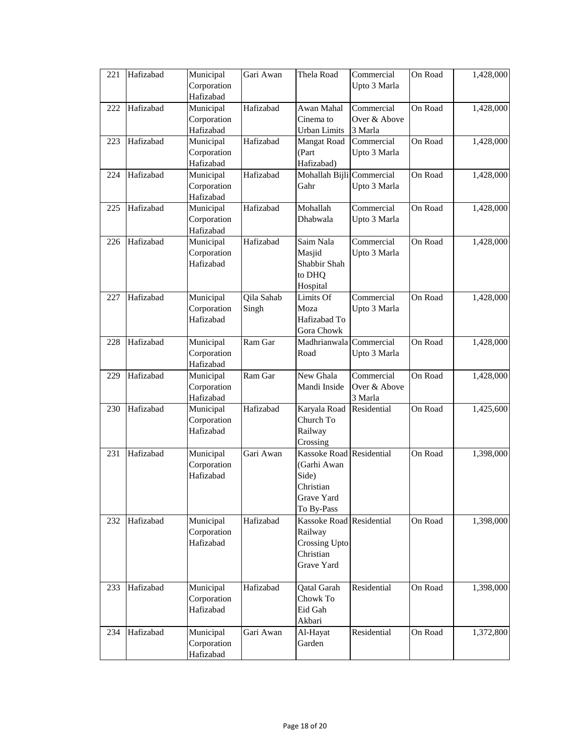| | | | | | | | |
|---|---|---|---|---|---|---|---|
| 221 | Hafizabad | Municipal Corporation Hafizabad | Gari Awan | Thela Road | Commercial Upto 3 Marla | On Road | 1,428,000 |
| 222 | Hafizabad | Municipal Corporation Hafizabad | Hafizabad | Awan Mahal Cinema to Urban Limits | Commercial Over & Above 3 Marla | On Road | 1,428,000 |
| 223 | Hafizabad | Municipal Corporation Hafizabad | Hafizabad | Mangat Road (Part Hafizabad) | Commercial Upto 3 Marla | On Road | 1,428,000 |
| 224 | Hafizabad | Municipal Corporation Hafizabad | Hafizabad | Mohallah Bijli Gahr | Commercial Upto 3 Marla | On Road | 1,428,000 |
| 225 | Hafizabad | Municipal Corporation Hafizabad | Hafizabad | Mohallah Dhabwala | Commercial Upto 3 Marla | On Road | 1,428,000 |
| 226 | Hafizabad | Municipal Corporation Hafizabad | Hafizabad | Saim Nala Masjid Shabbir Shah to DHQ Hospital | Commercial Upto 3 Marla | On Road | 1,428,000 |
| 227 | Hafizabad | Municipal Corporation Hafizabad | Qila Sahab Singh | Limits Of Moza Hafizabad To Gora Chowk | Commercial Upto 3 Marla | On Road | 1,428,000 |
| 228 | Hafizabad | Municipal Corporation Hafizabad | Ram Gar | Madhrianwala Road | Commercial Upto 3 Marla | On Road | 1,428,000 |
| 229 | Hafizabad | Municipal Corporation Hafizabad | Ram Gar | New Ghala Mandi Inside | Commercial Over & Above 3 Marla | On Road | 1,428,000 |
| 230 | Hafizabad | Municipal Corporation Hafizabad | Hafizabad | Karyala Road Church To Railway Crossing | Residential | On Road | 1,425,600 |
| 231 | Hafizabad | Municipal Corporation Hafizabad | Gari Awan | Kassoke Road (Garhi Awan Side) Christian Grave Yard To By-Pass | Residential | On Road | 1,398,000 |
| 232 | Hafizabad | Municipal Corporation Hafizabad | Hafizabad | Kassoke Road Railway Crossing Upto Christian Grave Yard | Residential | On Road | 1,398,000 |
| 233 | Hafizabad | Municipal Corporation Hafizabad | Hafizabad | Qatal Garah Chowk To Eid Gah Akbari | Residential | On Road | 1,398,000 |
| 234 | Hafizabad | Municipal Corporation Hafizabad | Gari Awan | Al-Hayat Garden | Residential | On Road | 1,372,800 |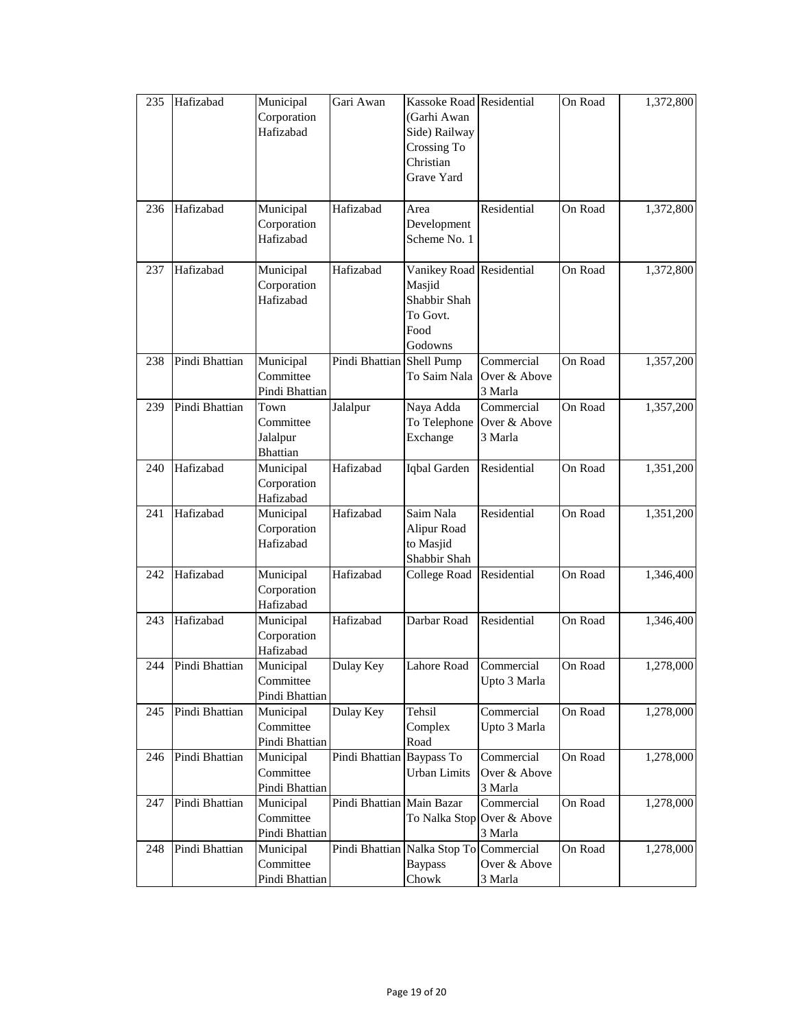| 235 | Hafizabad | Municipal Corporation Hafizabad | Gari Awan | Kassoke Road (Garhi Awan Side) Railway Crossing To Christian Grave Yard | Residential | On Road | 1,372,800 |
|---|---|---|---|---|---|---|---|
| 236 | Hafizabad | Municipal Corporation Hafizabad | Hafizabad | Area Development Scheme No. 1 | Residential | On Road | 1,372,800 |
| 237 | Hafizabad | Municipal Corporation Hafizabad | Hafizabad | Vanikey Road Masjid Shabbir Shah To Govt. Food Godowns | Residential | On Road | 1,372,800 |
| 238 | Pindi Bhattian | Municipal Committee Pindi Bhattian | Pindi Bhattian | Shell Pump To Saim Nala | Commercial Over & Above 3 Marla | On Road | 1,357,200 |
| 239 | Pindi Bhattian | Town Committee Jalalpur Bhattian | Jalalpur | Naya Adda To Telephone Exchange | Commercial Over & Above 3 Marla | On Road | 1,357,200 |
| 240 | Hafizabad | Municipal Corporation Hafizabad | Hafizabad | Iqbal Garden | Residential | On Road | 1,351,200 |
| 241 | Hafizabad | Municipal Corporation Hafizabad | Hafizabad | Saim Nala Alipur Road to Masjid Shabbir Shah | Residential | On Road | 1,351,200 |
| 242 | Hafizabad | Municipal Corporation Hafizabad | Hafizabad | College Road | Residential | On Road | 1,346,400 |
| 243 | Hafizabad | Municipal Corporation Hafizabad | Hafizabad | Darbar Road | Residential | On Road | 1,346,400 |
| 244 | Pindi Bhattian | Municipal Committee Pindi Bhattian | Dulay Key | Lahore Road | Commercial Upto 3 Marla | On Road | 1,278,000 |
| 245 | Pindi Bhattian | Municipal Committee Pindi Bhattian | Dulay Key | Tehsil Complex Road | Commercial Upto 3 Marla | On Road | 1,278,000 |
| 246 | Pindi Bhattian | Municipal Committee Pindi Bhattian | Pindi Bhattian | Baypass To Urban Limits | Commercial Over & Above 3 Marla | On Road | 1,278,000 |
| 247 | Pindi Bhattian | Municipal Committee Pindi Bhattian | Pindi Bhattian | Main Bazar To Nalka Stop | Commercial Over & Above 3 Marla | On Road | 1,278,000 |
| 248 | Pindi Bhattian | Municipal Committee Pindi Bhattian | Pindi Bhattian | Nalka Stop To Baypass Chowk | Commercial Over & Above 3 Marla | On Road | 1,278,000 |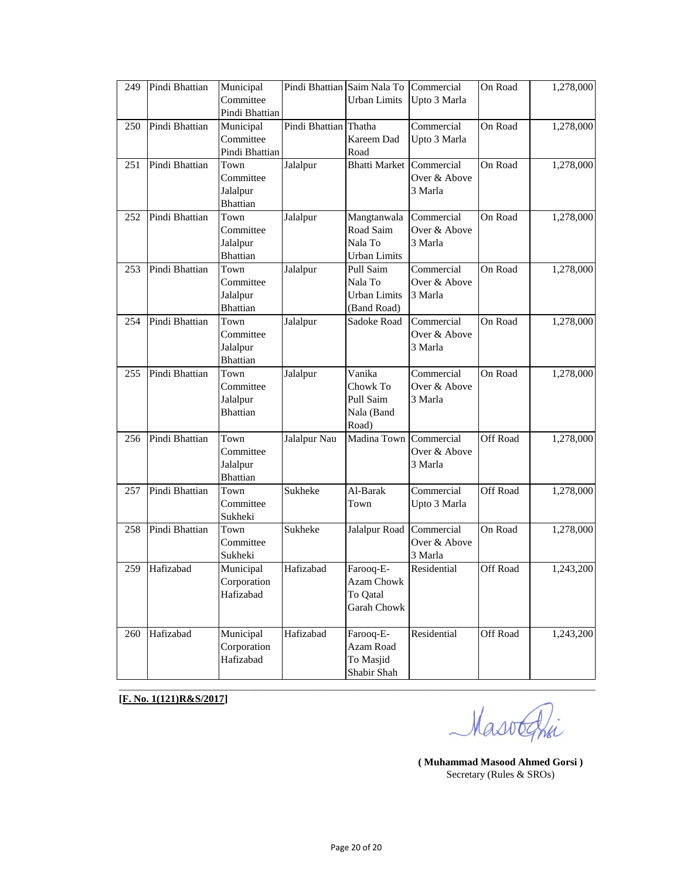| | | | | | | | |
|---|---|---|---|---|---|---|---|
| 249 | Pindi Bhattian | Municipal Committee Pindi Bhattian | Pindi Bhattian | Saim Nala To Urban Limits | Commercial Upto 3 Marla | On Road | 1,278,000 |
| 250 | Pindi Bhattian | Municipal Committee Pindi Bhattian | Pindi Bhattian | Thatha Kareem Dad Road | Commercial Upto 3 Marla | On Road | 1,278,000 |
| 251 | Pindi Bhattian | Town Committee Jalalpur Bhattian | Jalalpur | Bhatti Market | Commercial Over & Above 3 Marla | On Road | 1,278,000 |
| 252 | Pindi Bhattian | Town Committee Jalalpur Bhattian | Jalalpur | Mangtanwala Road Saim Nala To Urban Limits | Commercial Over & Above 3 Marla | On Road | 1,278,000 |
| 253 | Pindi Bhattian | Town Committee Jalalpur Bhattian | Jalalpur | Pull Saim Nala To Urban Limits (Band Road) | Commercial Over & Above 3 Marla | On Road | 1,278,000 |
| 254 | Pindi Bhattian | Town Committee Jalalpur Bhattian | Jalalpur | Sadoke Road | Commercial Over & Above 3 Marla | On Road | 1,278,000 |
| 255 | Pindi Bhattian | Town Committee Jalalpur Bhattian | Jalalpur | Vanika Chowk To Pull Saim Nala (Band Road) | Commercial Over & Above 3 Marla | On Road | 1,278,000 |
| 256 | Pindi Bhattian | Town Committee Jalalpur Bhattian | Jalalpur Nau | Madina Town | Commercial Over & Above 3 Marla | Off Road | 1,278,000 |
| 257 | Pindi Bhattian | Town Committee Sukheki | Sukheke | Al-Barak Town | Commercial Upto 3 Marla | Off Road | 1,278,000 |
| 258 | Pindi Bhattian | Town Committee Sukheki | Sukheke | Jalalpur Road | Commercial Over & Above 3 Marla | On Road | 1,278,000 |
| 259 | Hafizabad | Municipal Corporation Hafizabad | Hafizabad | Farooq-E-Azam Chowk To Qatal Garah Chowk | Residential | Off Road | 1,243,200 |
| 260 | Hafizabad | Municipal Corporation Hafizabad | Hafizabad | Farooq-E-Azam Road To Masjid Shabir Shah | Residential | Off Road | 1,243,200 |

**[F. No. 1(121)R&S/2017]**

**( Muhammad Masood Ahmed Gorsi )**
Secretary (Rules & SROs)